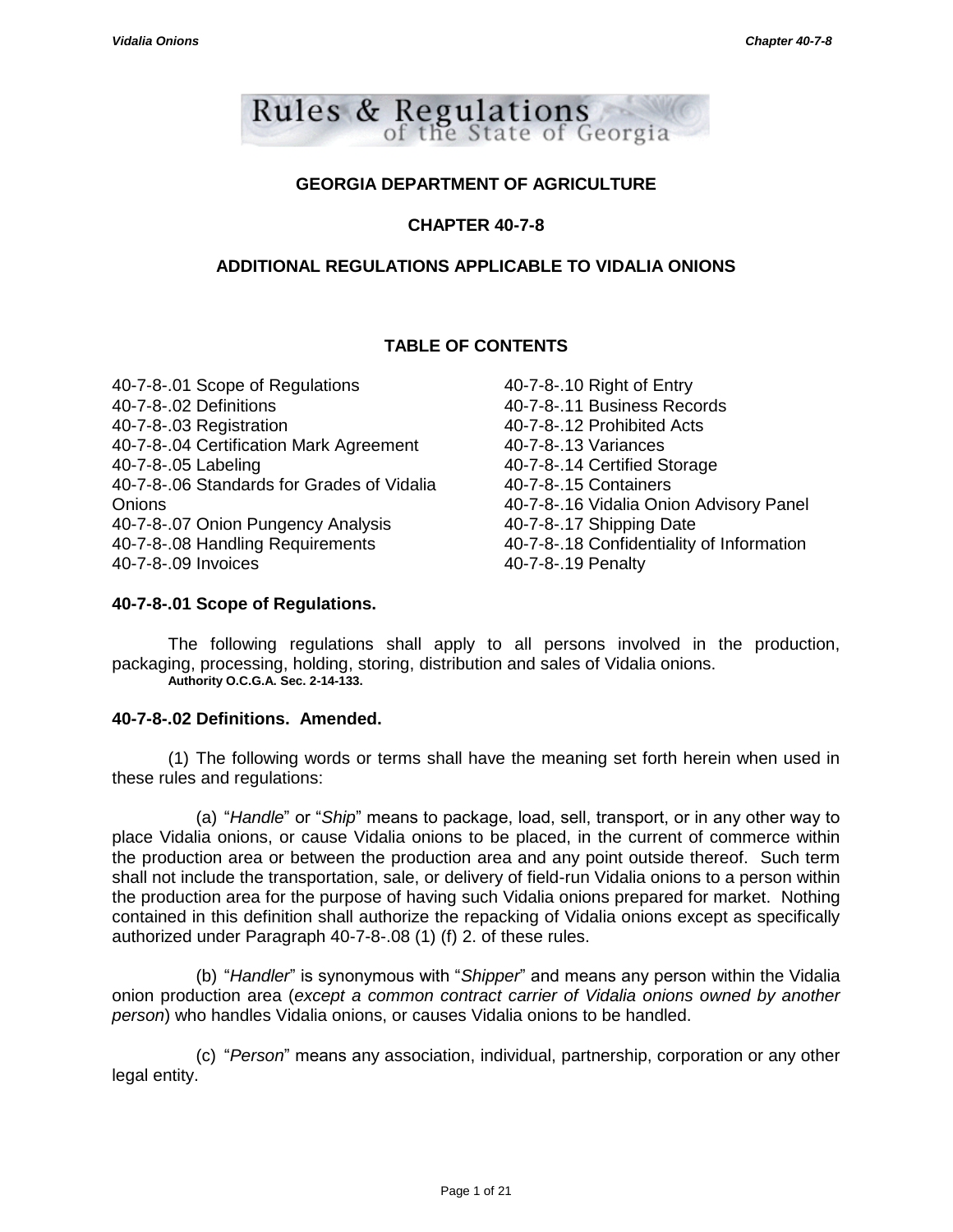Rules & Regulations of the State of Georgia

# GEORGIA DEPARTMENT OF AGRICULTURE

## CHAPTER 40-7-8

## ADDITIONAL REGULATIONS APPLICABLE TO VIDALIA ONIONS

### TABLE OF CONTENTS

40-7-8-.01 Scope of Regulations
40-7-8-.02 Definitions
40-7-8-.03 Registration
40-7-8-.04 Certification Mark Agreement
40-7-8-.05 Labeling
40-7-8-.06 Standards for Grades of Vidalia Onions
40-7-8-.07 Onion Pungency Analysis
40-7-8-.08 Handling Requirements
40-7-8-.09 Invoices
40-7-8-.10 Right of Entry
40-7-8-.11 Business Records
40-7-8-.12 Prohibited Acts
40-7-8-.13 Variances
40-7-8-.14 Certified Storage
40-7-8-.15 Containers
40-7-8-.16 Vidalia Onion Advisory Panel
40-7-8-.17 Shipping Date
40-7-8-.18 Confidentiality of Information
40-7-8-.19 Penalty

### 40-7-8-.01 Scope of Regulations.

The following regulations shall apply to all persons involved in the production, packaging, processing, holding, storing, distribution and sales of Vidalia onions.

**Authority O.C.G.A. Sec. 2-14-133.**

### 40-7-8-.02 Definitions. Amended.

(1) The following words or terms shall have the meaning set forth herein when used in these rules and regulations:

(a) "*Handle*" or "*Ship*" means to package, load, sell, transport, or in any other way to place Vidalia onions, or cause Vidalia onions to be placed, in the current of commerce within the production area or between the production area and any point outside thereof. Such term shall not include the transportation, sale, or delivery of field-run Vidalia onions to a person within the production area for the purpose of having such Vidalia onions prepared for market. Nothing contained in this definition shall authorize the repacking of Vidalia onions except as specifically authorized under Paragraph 40-7-8-.08 (1) (f) 2. of these rules.

(b) "*Handler*" is synonymous with "*Shipper*" and means any person within the Vidalia onion production area (*except a common contract carrier of Vidalia onions owned by another person*) who handles Vidalia onions, or causes Vidalia onions to be handled.

(c) "*Person*" means any association, individual, partnership, corporation or any other legal entity.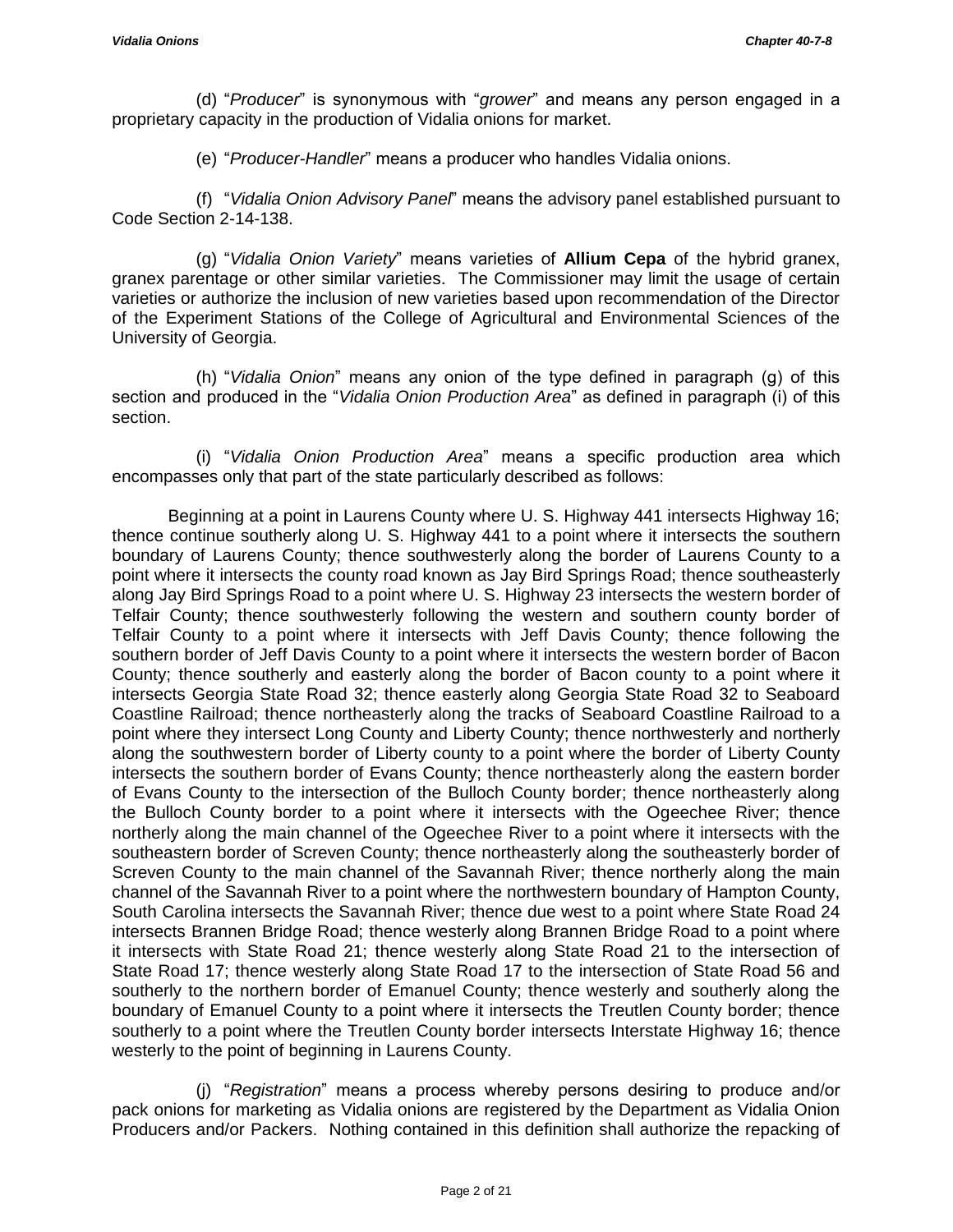(d) "*Producer*" is synonymous with "*grower*" and means any person engaged in a proprietary capacity in the production of Vidalia onions for market.

(e) "*Producer-Handler*" means a producer who handles Vidalia onions.

(f) "*Vidalia Onion Advisory Panel*" means the advisory panel established pursuant to Code Section 2-14-138.

(g) "*Vidalia Onion Variety*" means varieties of **Allium Cepa** of the hybrid granex, granex parentage or other similar varieties. The Commissioner may limit the usage of certain varieties or authorize the inclusion of new varieties based upon recommendation of the Director of the Experiment Stations of the College of Agricultural and Environmental Sciences of the University of Georgia.

(h) "*Vidalia Onion*" means any onion of the type defined in paragraph (g) of this section and produced in the "*Vidalia Onion Production Area*" as defined in paragraph (i) of this section.

(i) "*Vidalia Onion Production Area*" means a specific production area which encompasses only that part of the state particularly described as follows:

Beginning at a point in Laurens County where U. S. Highway 441 intersects Highway 16; thence continue southerly along U. S. Highway 441 to a point where it intersects the southern boundary of Laurens County; thence southwesterly along the border of Laurens County to a point where it intersects the county road known as Jay Bird Springs Road; thence southeasterly along Jay Bird Springs Road to a point where U. S. Highway 23 intersects the western border of Telfair County; thence southwesterly following the western and southern county border of Telfair County to a point where it intersects with Jeff Davis County; thence following the southern border of Jeff Davis County to a point where it intersects the western border of Bacon County; thence southerly and easterly along the border of Bacon county to a point where it intersects Georgia State Road 32; thence easterly along Georgia State Road 32 to Seaboard Coastline Railroad; thence northeasterly along the tracks of Seaboard Coastline Railroad to a point where they intersect Long County and Liberty County; thence northwesterly and northerly along the southwestern border of Liberty county to a point where the border of Liberty County intersects the southern border of Evans County; thence northeasterly along the eastern border of Evans County to the intersection of the Bulloch County border; thence northeasterly along the Bulloch County border to a point where it intersects with the Ogeechee River; thence northerly along the main channel of the Ogeechee River to a point where it intersects with the southeastern border of Screven County; thence northeasterly along the southeasterly border of Screven County to the main channel of the Savannah River; thence northerly along the main channel of the Savannah River to a point where the northwestern boundary of Hampton County, South Carolina intersects the Savannah River; thence due west to a point where State Road 24 intersects Brannen Bridge Road; thence westerly along Brannen Bridge Road to a point where it intersects with State Road 21; thence westerly along State Road 21 to the intersection of State Road 17; thence westerly along State Road 17 to the intersection of State Road 56 and southerly to the northern border of Emanuel County; thence westerly and southerly along the boundary of Emanuel County to a point where it intersects the Treutlen County border; thence southerly to a point where the Treutlen County border intersects Interstate Highway 16; thence westerly to the point of beginning in Laurens County.

(j) "*Registration*" means a process whereby persons desiring to produce and/or pack onions for marketing as Vidalia onions are registered by the Department as Vidalia Onion Producers and/or Packers. Nothing contained in this definition shall authorize the repacking of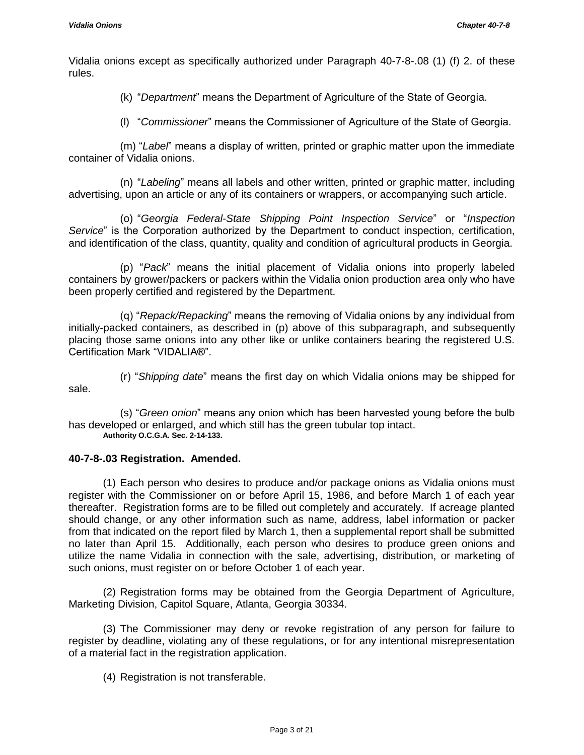Vidalia onions except as specifically authorized under Paragraph 40-7-8-.08 (1) (f) 2. of these rules.

(k) "*Department*" means the Department of Agriculture of the State of Georgia.

(l) "*Commissioner*" means the Commissioner of Agriculture of the State of Georgia.

(m) "*Label*" means a display of written, printed or graphic matter upon the immediate container of Vidalia onions.

(n) "*Labeling*" means all labels and other written, printed or graphic matter, including advertising, upon an article or any of its containers or wrappers, or accompanying such article.

(o) "*Georgia Federal-State Shipping Point Inspection Service*" or "*Inspection Service*" is the Corporation authorized by the Department to conduct inspection, certification, and identification of the class, quantity, quality and condition of agricultural products in Georgia.

(p) "*Pack*" means the initial placement of Vidalia onions into properly labeled containers by grower/packers or packers within the Vidalia onion production area only who have been properly certified and registered by the Department.

(q) "*Repack/Repacking*" means the removing of Vidalia onions by any individual from initially-packed containers, as described in (p) above of this subparagraph, and subsequently placing those same onions into any other like or unlike containers bearing the registered U.S. Certification Mark "VIDALIA®".

(r) "*Shipping date*" means the first day on which Vidalia onions may be shipped for sale.

(s) "*Green onion*" means any onion which has been harvested young before the bulb has developed or enlarged, and which still has the green tubular top intact.
**Authority O.C.G.A. Sec. 2-14-133.**

### 40-7-8-.03 Registration. Amended.

(1) Each person who desires to produce and/or package onions as Vidalia onions must register with the Commissioner on or before April 15, 1986, and before March 1 of each year thereafter. Registration forms are to be filled out completely and accurately. If acreage planted should change, or any other information such as name, address, label information or packer from that indicated on the report filed by March 1, then a supplemental report shall be submitted no later than April 15. Additionally, each person who desires to produce green onions and utilize the name Vidalia in connection with the sale, advertising, distribution, or marketing of such onions, must register on or before October 1 of each year.

(2) Registration forms may be obtained from the Georgia Department of Agriculture, Marketing Division, Capitol Square, Atlanta, Georgia 30334.

(3) The Commissioner may deny or revoke registration of any person for failure to register by deadline, violating any of these regulations, or for any intentional misrepresentation of a material fact in the registration application.

(4) Registration is not transferable.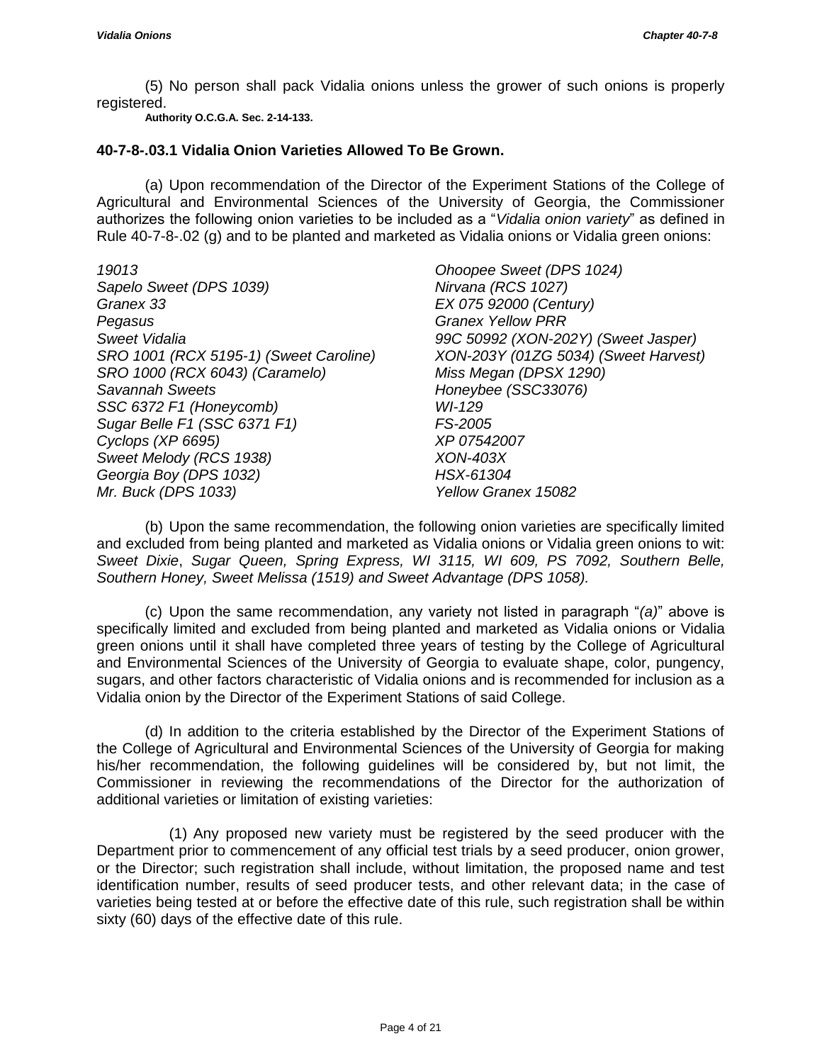(5) No person shall pack Vidalia onions unless the grower of such onions is properly registered.

**Authority O.C.G.A. Sec. 2-14-133.**

### 40-7-8-.03.1 Vidalia Onion Varieties Allowed To Be Grown.

(a) Upon recommendation of the Director of the Experiment Stations of the College of Agricultural and Environmental Sciences of the University of Georgia, the Commissioner authorizes the following onion varieties to be included as a "*Vidalia onion variety*" as defined in Rule 40-7-8-.02 (g) and to be planted and marketed as Vidalia onions or Vidalia green onions:

*19013*
*Sapelo Sweet (DPS 1039)*
*Granex 33*
*Pegasus*
*Sweet Vidalia*
*SRO 1001 (RCX 5195-1) (Sweet Caroline)*
*SRO 1000 (RCX 6043) (Caramelo)*
*Savannah Sweets*
*SSC 6372 F1 (Honeycomb)*
*Sugar Belle F1 (SSC 6371 F1)*
*Cyclops (XP 6695)*
*Sweet Melody (RCS 1938)*
*Georgia Boy (DPS 1032)*
*Mr. Buck (DPS 1033)*
*Ohoopee Sweet (DPS 1024)*
*Nirvana (RCS 1027)*
*EX 075 92000 (Century)*
*Granex Yellow PRR*
*99C 50992 (XON-202Y) (Sweet Jasper)*
*XON-203Y (01ZG 5034) (Sweet Harvest)*
*Miss Megan (DPSX 1290)*
*Honeybee (SSC33076)*
*WI-129*
*FS-2005*
*XP 07542007*
*XON-403X*
*HSX-61304*
*Yellow Granex 15082*

(b) Upon the same recommendation, the following onion varieties are specifically limited and excluded from being planted and marketed as Vidalia onions or Vidalia green onions to wit: *Sweet Dixie*, *Sugar Queen, Spring Express, WI 3115, WI 609, PS 7092, Southern Belle, Southern Honey, Sweet Melissa (1519) and Sweet Advantage (DPS 1058).*

(c) Upon the same recommendation, any variety not listed in paragraph "*(a)*" above is specifically limited and excluded from being planted and marketed as Vidalia onions or Vidalia green onions until it shall have completed three years of testing by the College of Agricultural and Environmental Sciences of the University of Georgia to evaluate shape, color, pungency, sugars, and other factors characteristic of Vidalia onions and is recommended for inclusion as a Vidalia onion by the Director of the Experiment Stations of said College.

(d) In addition to the criteria established by the Director of the Experiment Stations of the College of Agricultural and Environmental Sciences of the University of Georgia for making his/her recommendation, the following guidelines will be considered by, but not limit, the Commissioner in reviewing the recommendations of the Director for the authorization of additional varieties or limitation of existing varieties:

(1) Any proposed new variety must be registered by the seed producer with the Department prior to commencement of any official test trials by a seed producer, onion grower, or the Director; such registration shall include, without limitation, the proposed name and test identification number, results of seed producer tests, and other relevant data; in the case of varieties being tested at or before the effective date of this rule, such registration shall be within sixty (60) days of the effective date of this rule.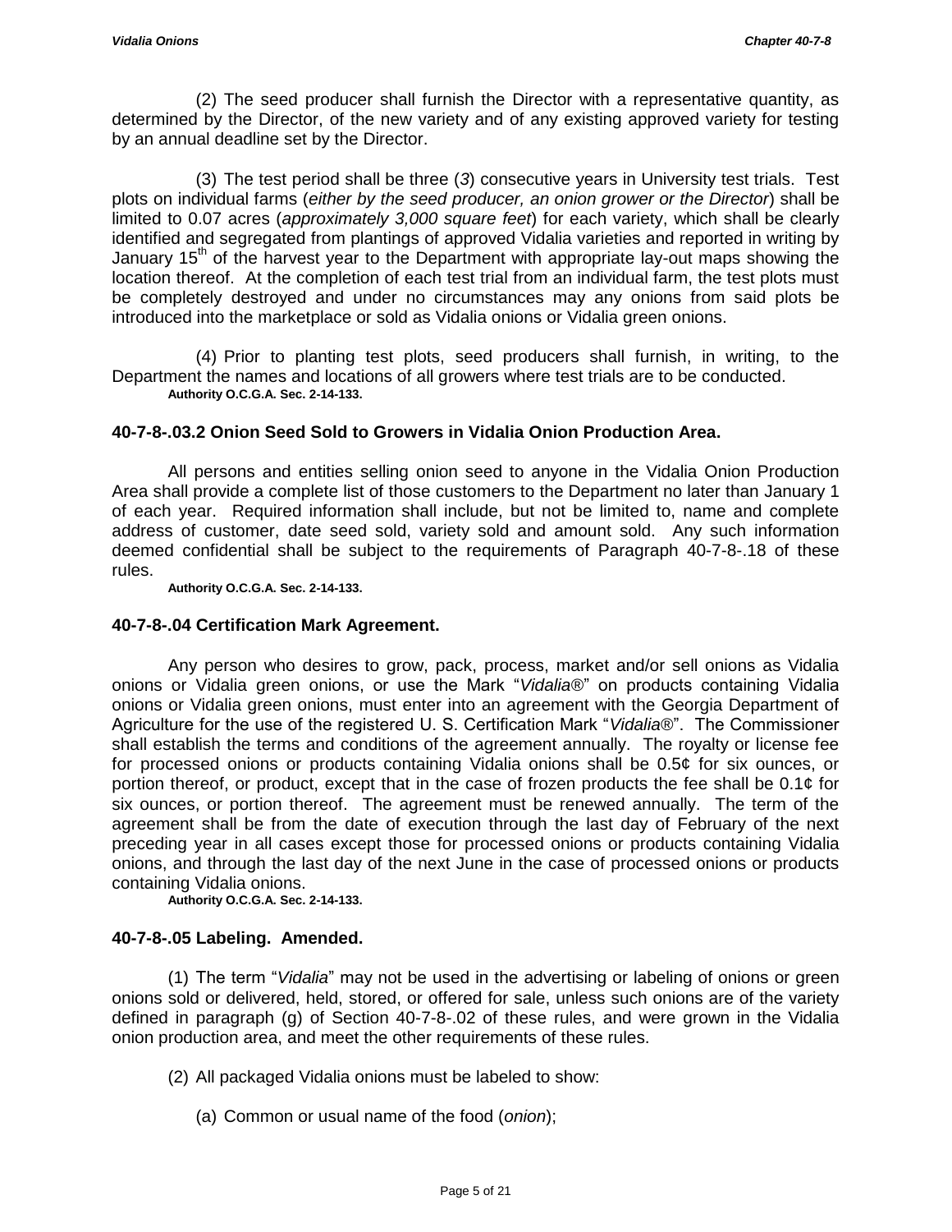(2) The seed producer shall furnish the Director with a representative quantity, as determined by the Director, of the new variety and of any existing approved variety for testing by an annual deadline set by the Director.

(3) The test period shall be three (*3*) consecutive years in University test trials. Test plots on individual farms (*either by the seed producer, an onion grower or the Director*) shall be limited to 0.07 acres (*approximately 3,000 square feet*) for each variety, which shall be clearly identified and segregated from plantings of approved Vidalia varieties and reported in writing by January 15th of the harvest year to the Department with appropriate lay-out maps showing the location thereof. At the completion of each test trial from an individual farm, the test plots must be completely destroyed and under no circumstances may any onions from said plots be introduced into the marketplace or sold as Vidalia onions or Vidalia green onions.

(4) Prior to planting test plots, seed producers shall furnish, in writing, to the Department the names and locations of all growers where test trials are to be conducted.

**Authority O.C.G.A. Sec. 2-14-133.**

### 40-7-8-.03.2 Onion Seed Sold to Growers in Vidalia Onion Production Area.

All persons and entities selling onion seed to anyone in the Vidalia Onion Production Area shall provide a complete list of those customers to the Department no later than January 1 of each year. Required information shall include, but not be limited to, name and complete address of customer, date seed sold, variety sold and amount sold. Any such information deemed confidential shall be subject to the requirements of Paragraph 40-7-8-.18 of these rules.

**Authority O.C.G.A. Sec. 2-14-133.**

### 40-7-8-.04 Certification Mark Agreement.

Any person who desires to grow, pack, process, market and/or sell onions as Vidalia onions or Vidalia green onions, or use the Mark "*Vidalia®*" on products containing Vidalia onions or Vidalia green onions, must enter into an agreement with the Georgia Department of Agriculture for the use of the registered U. S. Certification Mark "*Vidalia®*". The Commissioner shall establish the terms and conditions of the agreement annually. The royalty or license fee for processed onions or products containing Vidalia onions shall be 0.5¢ for six ounces, or portion thereof, or product, except that in the case of frozen products the fee shall be 0.1¢ for six ounces, or portion thereof. The agreement must be renewed annually. The term of the agreement shall be from the date of execution through the last day of February of the next preceding year in all cases except those for processed onions or products containing Vidalia onions, and through the last day of the next June in the case of processed onions or products containing Vidalia onions.

**Authority O.C.G.A. Sec. 2-14-133.**

### 40-7-8-.05 Labeling. Amended.

(1) The term "*Vidalia*" may not be used in the advertising or labeling of onions or green onions sold or delivered, held, stored, or offered for sale, unless such onions are of the variety defined in paragraph (g) of Section 40-7-8-.02 of these rules, and were grown in the Vidalia onion production area, and meet the other requirements of these rules.

(2) All packaged Vidalia onions must be labeled to show:

(a) Common or usual name of the food (*onion*);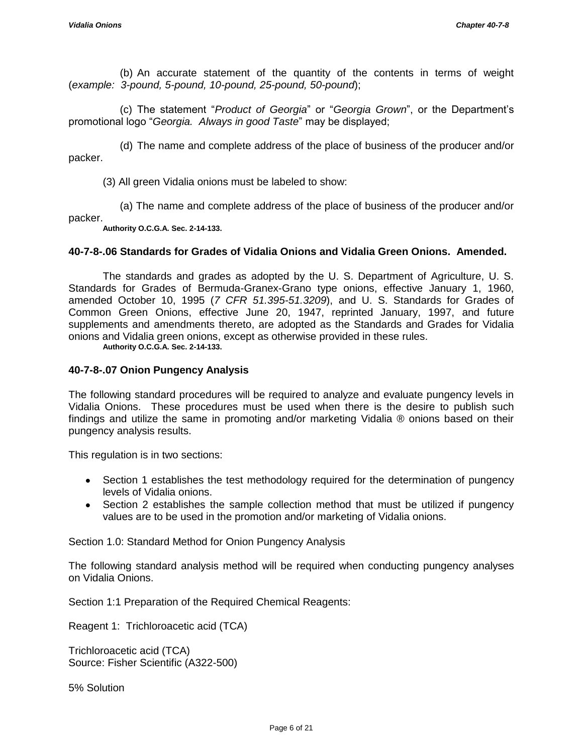(b) An accurate statement of the quantity of the contents in terms of weight (*example: 3-pound, 5-pound, 10-pound, 25-pound, 50-pound*);

(c) The statement "*Product of Georgia*" or "*Georgia Grown*", or the Department's promotional logo "*Georgia. Always in good Taste*" may be displayed;

(d) The name and complete address of the place of business of the producer and/or packer.

(3) All green Vidalia onions must be labeled to show:

(a) The name and complete address of the place of business of the producer and/or packer.

**Authority O.C.G.A. Sec. 2-14-133.**

### 40-7-8-.06 Standards for Grades of Vidalia Onions and Vidalia Green Onions. Amended.

The standards and grades as adopted by the U. S. Department of Agriculture, U. S. Standards for Grades of Bermuda-Granex-Grano type onions, effective January 1, 1960, amended October 10, 1995 (*7 CFR 51.395-51.3209*), and U. S. Standards for Grades of Common Green Onions, effective June 20, 1947, reprinted January, 1997, and future supplements and amendments thereto, are adopted as the Standards and Grades for Vidalia onions and Vidalia green onions, except as otherwise provided in these rules.

**Authority O.C.G.A. Sec. 2-14-133.**

### 40-7-8-.07 Onion Pungency Analysis

The following standard procedures will be required to analyze and evaluate pungency levels in Vidalia Onions. These procedures must be used when there is the desire to publish such findings and utilize the same in promoting and/or marketing Vidalia ® onions based on their pungency analysis results.

This regulation is in two sections:

- Section 1 establishes the test methodology required for the determination of pungency levels of Vidalia onions.
- Section 2 establishes the sample collection method that must be utilized if pungency values are to be used in the promotion and/or marketing of Vidalia onions.

Section 1.0: Standard Method for Onion Pungency Analysis

The following standard analysis method will be required when conducting pungency analyses on Vidalia Onions.

Section 1:1 Preparation of the Required Chemical Reagents:

Reagent 1: Trichloroacetic acid (TCA)

Trichloroacetic acid (TCA)
Source: Fisher Scientific (A322-500)

5% Solution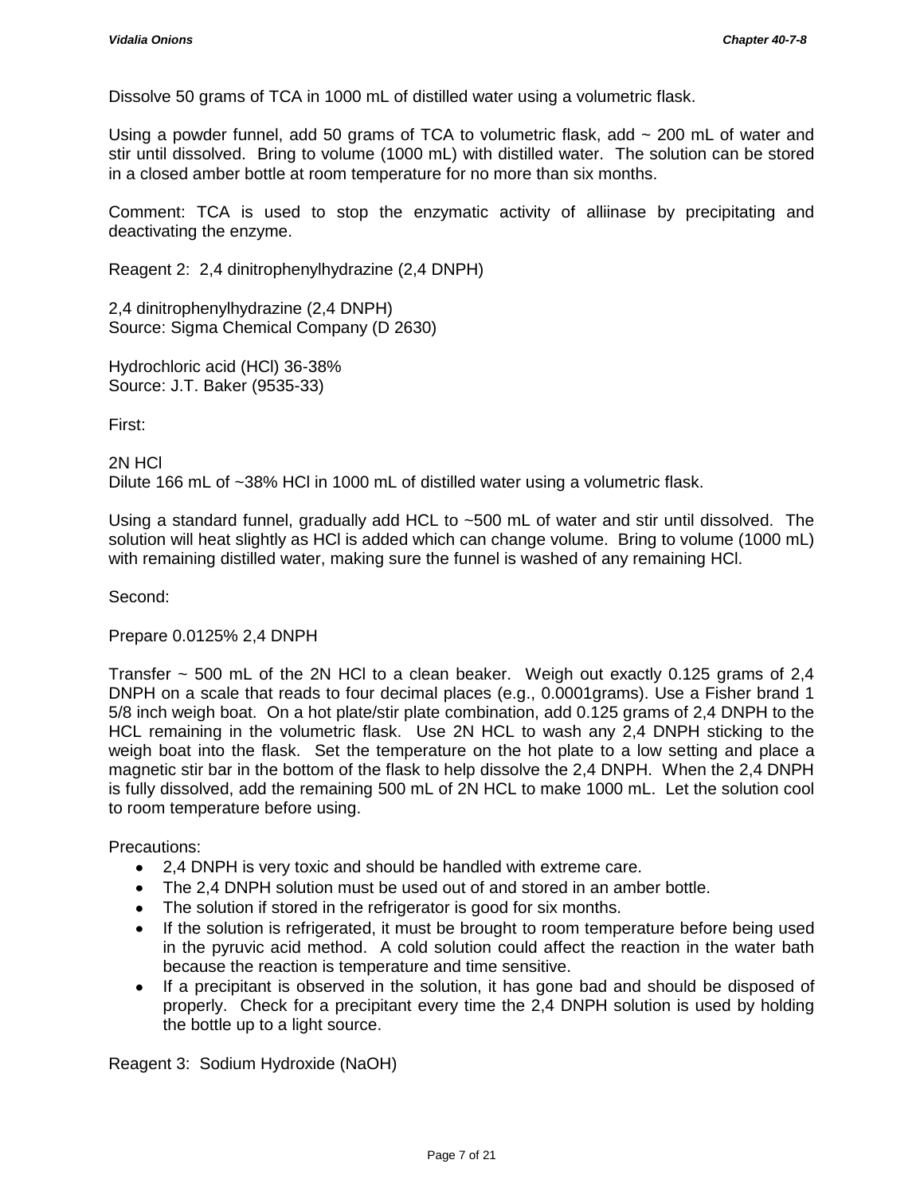Dissolve 50 grams of TCA in 1000 mL of distilled water using a volumetric flask.

Using a powder funnel, add 50 grams of TCA to volumetric flask, add ~ 200 mL of water and stir until dissolved. Bring to volume (1000 mL) with distilled water. The solution can be stored in a closed amber bottle at room temperature for no more than six months.

Comment: TCA is used to stop the enzymatic activity of alliinase by precipitating and deactivating the enzyme.

Reagent 2: 2,4 dinitrophenylhydrazine (2,4 DNPH)

2,4 dinitrophenylhydrazine (2,4 DNPH)
Source: Sigma Chemical Company (D 2630)

Hydrochloric acid (HCl) 36-38%
Source: J.T. Baker (9535-33)

First:

2N HCl
Dilute 166 mL of ~38% HCl in 1000 mL of distilled water using a volumetric flask.

Using a standard funnel, gradually add HCL to ~500 mL of water and stir until dissolved. The solution will heat slightly as HCl is added which can change volume. Bring to volume (1000 mL) with remaining distilled water, making sure the funnel is washed of any remaining HCl.

Second:

Prepare 0.0125% 2,4 DNPH

Transfer ~ 500 mL of the 2N HCl to a clean beaker. Weigh out exactly 0.125 grams of 2,4 DNPH on a scale that reads to four decimal places (e.g., 0.0001grams). Use a Fisher brand 1 5/8 inch weigh boat. On a hot plate/stir plate combination, add 0.125 grams of 2,4 DNPH to the HCL remaining in the volumetric flask. Use 2N HCL to wash any 2,4 DNPH sticking to the weigh boat into the flask. Set the temperature on the hot plate to a low setting and place a magnetic stir bar in the bottom of the flask to help dissolve the 2,4 DNPH. When the 2,4 DNPH is fully dissolved, add the remaining 500 mL of 2N HCL to make 1000 mL. Let the solution cool to room temperature before using.

Precautions:

- 2,4 DNPH is very toxic and should be handled with extreme care.
- The 2,4 DNPH solution must be used out of and stored in an amber bottle.
- The solution if stored in the refrigerator is good for six months.
- If the solution is refrigerated, it must be brought to room temperature before being used in the pyruvic acid method. A cold solution could affect the reaction in the water bath because the reaction is temperature and time sensitive.
- If a precipitant is observed in the solution, it has gone bad and should be disposed of properly. Check for a precipitant every time the 2,4 DNPH solution is used by holding the bottle up to a light source.

Reagent 3: Sodium Hydroxide (NaOH)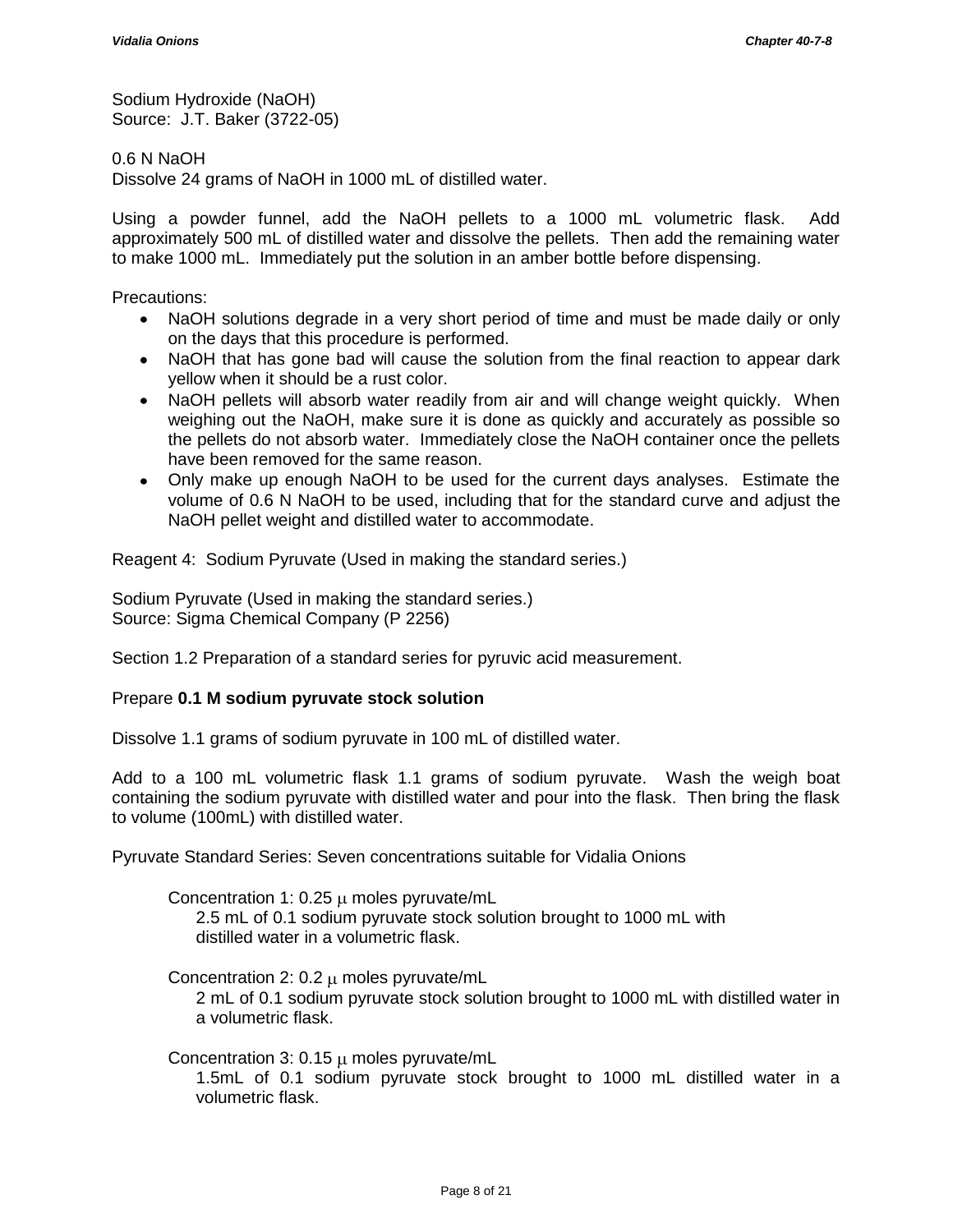Sodium Hydroxide (NaOH)
Source: J.T. Baker (3722-05)

0.6 N NaOH
Dissolve 24 grams of NaOH in 1000 mL of distilled water.

Using a powder funnel, add the NaOH pellets to a 1000 mL volumetric flask. Add approximately 500 mL of distilled water and dissolve the pellets. Then add the remaining water to make 1000 mL. Immediately put the solution in an amber bottle before dispensing.

Precautions:

- NaOH solutions degrade in a very short period of time and must be made daily or only on the days that this procedure is performed.
- NaOH that has gone bad will cause the solution from the final reaction to appear dark yellow when it should be a rust color.
- NaOH pellets will absorb water readily from air and will change weight quickly. When weighing out the NaOH, make sure it is done as quickly and accurately as possible so the pellets do not absorb water. Immediately close the NaOH container once the pellets have been removed for the same reason.
- Only make up enough NaOH to be used for the current days analyses. Estimate the volume of 0.6 N NaOH to be used, including that for the standard curve and adjust the NaOH pellet weight and distilled water to accommodate.

Reagent 4: Sodium Pyruvate (Used in making the standard series.)

Sodium Pyruvate (Used in making the standard series.)
Source: Sigma Chemical Company (P 2256)

Section 1.2 Preparation of a standard series for pyruvic acid measurement.

Prepare **0.1 M sodium pyruvate stock solution**

Dissolve 1.1 grams of sodium pyruvate in 100 mL of distilled water.

Add to a 100 mL volumetric flask 1.1 grams of sodium pyruvate. Wash the weigh boat containing the sodium pyruvate with distilled water and pour into the flask. Then bring the flask to volume (100mL) with distilled water.

Pyruvate Standard Series: Seven concentrations suitable for Vidalia Onions

Concentration 1: 0.25 μ moles pyruvate/mL
2.5 mL of 0.1 sodium pyruvate stock solution brought to 1000 mL with distilled water in a volumetric flask.

Concentration 2: 0.2 μ moles pyruvate/mL
2 mL of 0.1 sodium pyruvate stock solution brought to 1000 mL with distilled water in a volumetric flask.

Concentration 3: 0.15 μ moles pyruvate/mL
1.5mL of 0.1 sodium pyruvate stock brought to 1000 mL distilled water in a volumetric flask.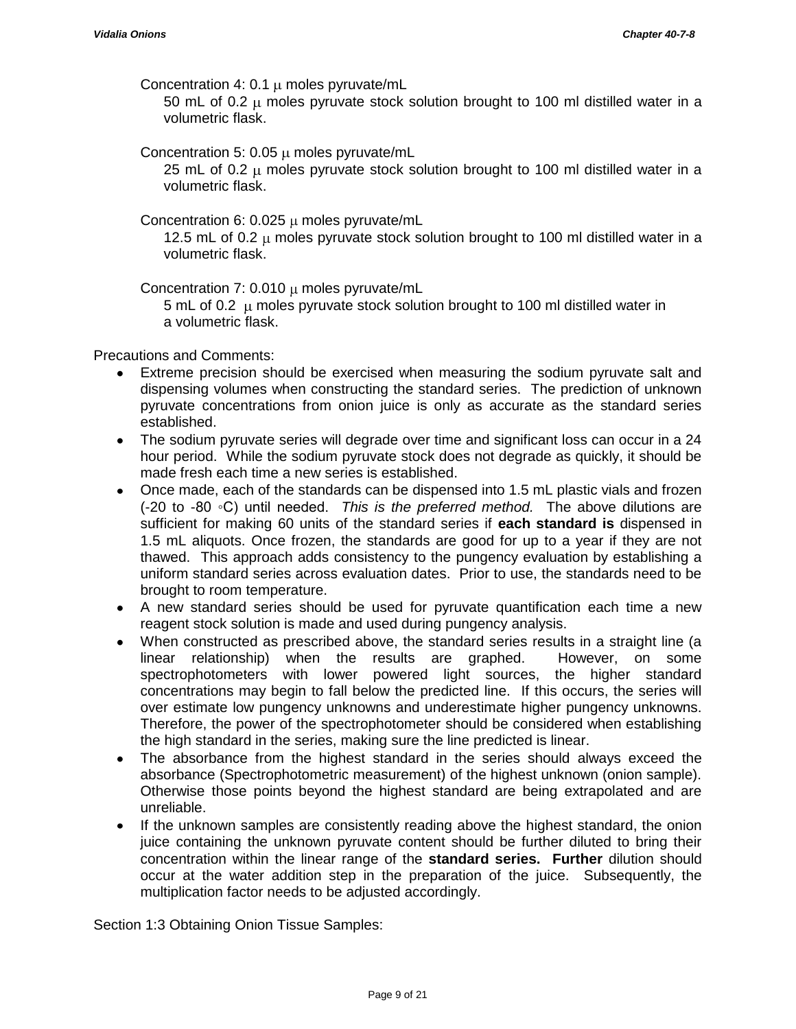Concentration 4: 0.1 $\mu$ moles pyruvate/mL

50 mL of 0.2 $\mu$ moles pyruvate stock solution brought to 100 ml distilled water in a volumetric flask.

Concentration 5: 0.05 $\mu$ moles pyruvate/mL

25 mL of 0.2 $\mu$ moles pyruvate stock solution brought to 100 ml distilled water in a volumetric flask.

Concentration 6: 0.025 $\mu$ moles pyruvate/mL

12.5 mL of 0.2 $\mu$ moles pyruvate stock solution brought to 100 ml distilled water in a volumetric flask.

Concentration 7: 0.010 $\mu$ moles pyruvate/mL

5 mL of 0.2 $\mu$ moles pyruvate stock solution brought to 100 ml distilled water in a volumetric flask.

Precautions and Comments:

- Extreme precision should be exercised when measuring the sodium pyruvate salt and dispensing volumes when constructing the standard series. The prediction of unknown pyruvate concentrations from onion juice is only as accurate as the standard series established.
- The sodium pyruvate series will degrade over time and significant loss can occur in a 24 hour period. While the sodium pyruvate stock does not degrade as quickly, it should be made fresh each time a new series is established.
- Once made, each of the standards can be dispensed into 1.5 mL plastic vials and frozen (-20 to -80 ◦C) until needed. *This is the preferred method.* The above dilutions are sufficient for making 60 units of the standard series if **each standard is** dispensed in 1.5 mL aliquots. Once frozen, the standards are good for up to a year if they are not thawed. This approach adds consistency to the pungency evaluation by establishing a uniform standard series across evaluation dates. Prior to use, the standards need to be brought to room temperature.
- A new standard series should be used for pyruvate quantification each time a new reagent stock solution is made and used during pungency analysis.
- When constructed as prescribed above, the standard series results in a straight line (a linear relationship) when the results are graphed. However, on some spectrophotometers with lower powered light sources, the higher standard concentrations may begin to fall below the predicted line. If this occurs, the series will over estimate low pungency unknowns and underestimate higher pungency unknowns. Therefore, the power of the spectrophotometer should be considered when establishing the high standard in the series, making sure the line predicted is linear.
- The absorbance from the highest standard in the series should always exceed the absorbance (Spectrophotometric measurement) of the highest unknown (onion sample). Otherwise those points beyond the highest standard are being extrapolated and are unreliable.
- If the unknown samples are consistently reading above the highest standard, the onion juice containing the unknown pyruvate content should be further diluted to bring their concentration within the linear range of the **standard series. Further** dilution should occur at the water addition step in the preparation of the juice. Subsequently, the multiplication factor needs to be adjusted accordingly.

Section 1:3 Obtaining Onion Tissue Samples: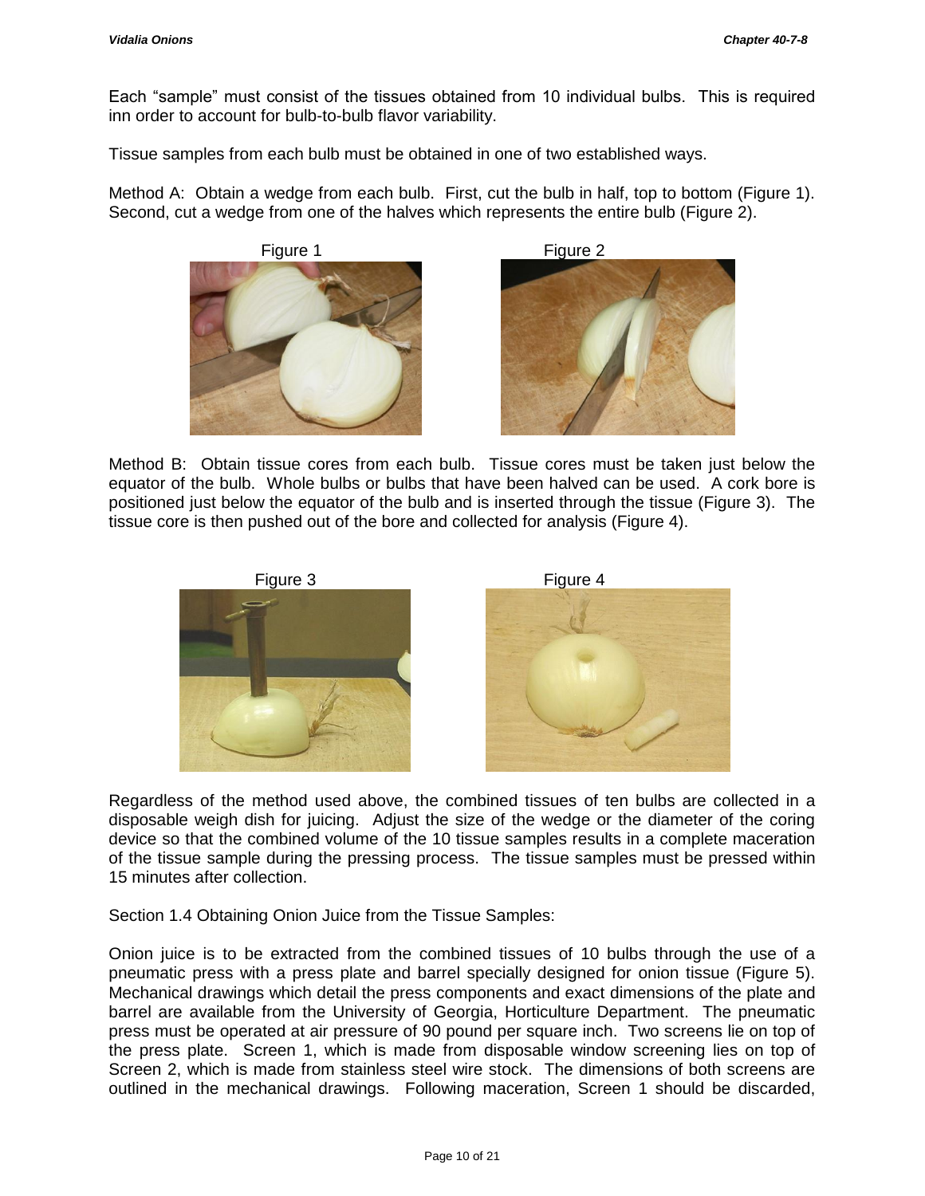Each "sample" must consist of the tissues obtained from 10 individual bulbs. This is required inn order to account for bulb-to-bulb flavor variability.

Tissue samples from each bulb must be obtained in one of two established ways.

Method A: Obtain a wedge from each bulb. First, cut the bulb in half, top to bottom (Figure 1). Second, cut a wedge from one of the halves which represents the entire bulb (Figure 2).

Figure 1

Figure 2

Method B: Obtain tissue cores from each bulb. Tissue cores must be taken just below the equator of the bulb. Whole bulbs or bulbs that have been halved can be used. A cork bore is positioned just below the equator of the bulb and is inserted through the tissue (Figure 3). The tissue core is then pushed out of the bore and collected for analysis (Figure 4).

Figure 3

Figure 4

Regardless of the method used above, the combined tissues of ten bulbs are collected in a disposable weigh dish for juicing. Adjust the size of the wedge or the diameter of the coring device so that the combined volume of the 10 tissue samples results in a complete maceration of the tissue sample during the pressing process. The tissue samples must be pressed within 15 minutes after collection.

Section 1.4 Obtaining Onion Juice from the Tissue Samples:

Onion juice is to be extracted from the combined tissues of 10 bulbs through the use of a pneumatic press with a press plate and barrel specially designed for onion tissue (Figure 5). Mechanical drawings which detail the press components and exact dimensions of the plate and barrel are available from the University of Georgia, Horticulture Department. The pneumatic press must be operated at air pressure of 90 pound per square inch. Two screens lie on top of the press plate. Screen 1, which is made from disposable window screening lies on top of Screen 2, which is made from stainless steel wire stock. The dimensions of both screens are outlined in the mechanical drawings. Following maceration, Screen 1 should be discarded,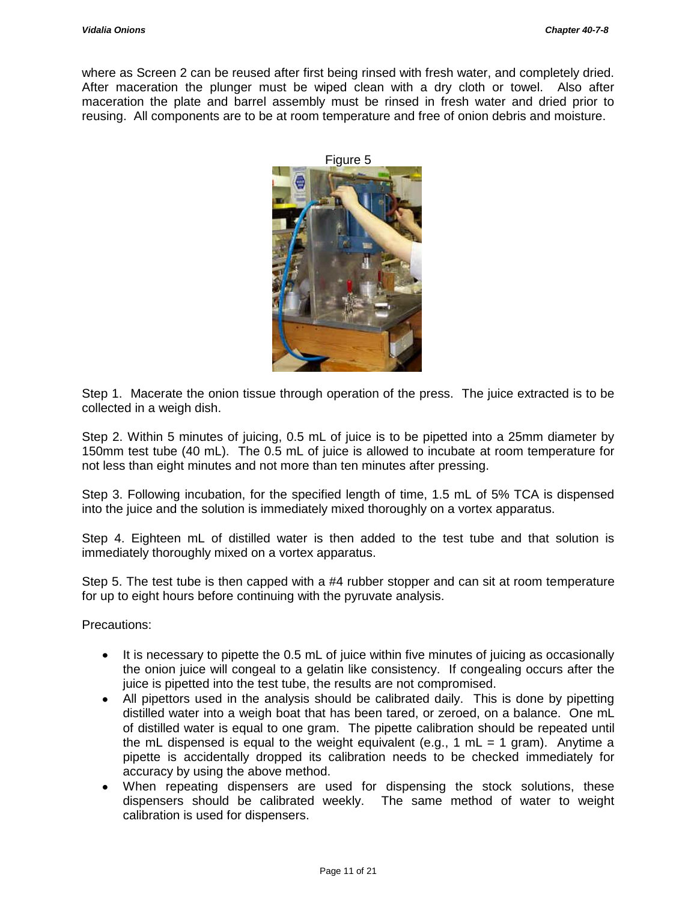where as Screen 2 can be reused after first being rinsed with fresh water, and completely dried. After maceration the plunger must be wiped clean with a dry cloth or towel. Also after maceration the plate and barrel assembly must be rinsed in fresh water and dried prior to reusing. All components are to be at room temperature and free of onion debris and moisture.

Figure 5

Step 1. Macerate the onion tissue through operation of the press. The juice extracted is to be collected in a weigh dish.

Step 2. Within 5 minutes of juicing, 0.5 mL of juice is to be pipetted into a 25mm diameter by 150mm test tube (40 mL). The 0.5 mL of juice is allowed to incubate at room temperature for not less than eight minutes and not more than ten minutes after pressing.

Step 3. Following incubation, for the specified length of time, 1.5 mL of 5% TCA is dispensed into the juice and the solution is immediately mixed thoroughly on a vortex apparatus.

Step 4. Eighteen mL of distilled water is then added to the test tube and that solution is immediately thoroughly mixed on a vortex apparatus.

Step 5. The test tube is then capped with a #4 rubber stopper and can sit at room temperature for up to eight hours before continuing with the pyruvate analysis.

Precautions:

- It is necessary to pipette the 0.5 mL of juice within five minutes of juicing as occasionally the onion juice will congeal to a gelatin like consistency. If congealing occurs after the juice is pipetted into the test tube, the results are not compromised.
- All pipettors used in the analysis should be calibrated daily. This is done by pipetting distilled water into a weigh boat that has been tared, or zeroed, on a balance. One mL of distilled water is equal to one gram. The pipette calibration should be repeated until the mL dispensed is equal to the weight equivalent (e.g., 1 mL = 1 gram). Anytime a pipette is accidentally dropped its calibration needs to be checked immediately for accuracy by using the above method.
- When repeating dispensers are used for dispensing the stock solutions, these dispensers should be calibrated weekly. The same method of water to weight calibration is used for dispensers.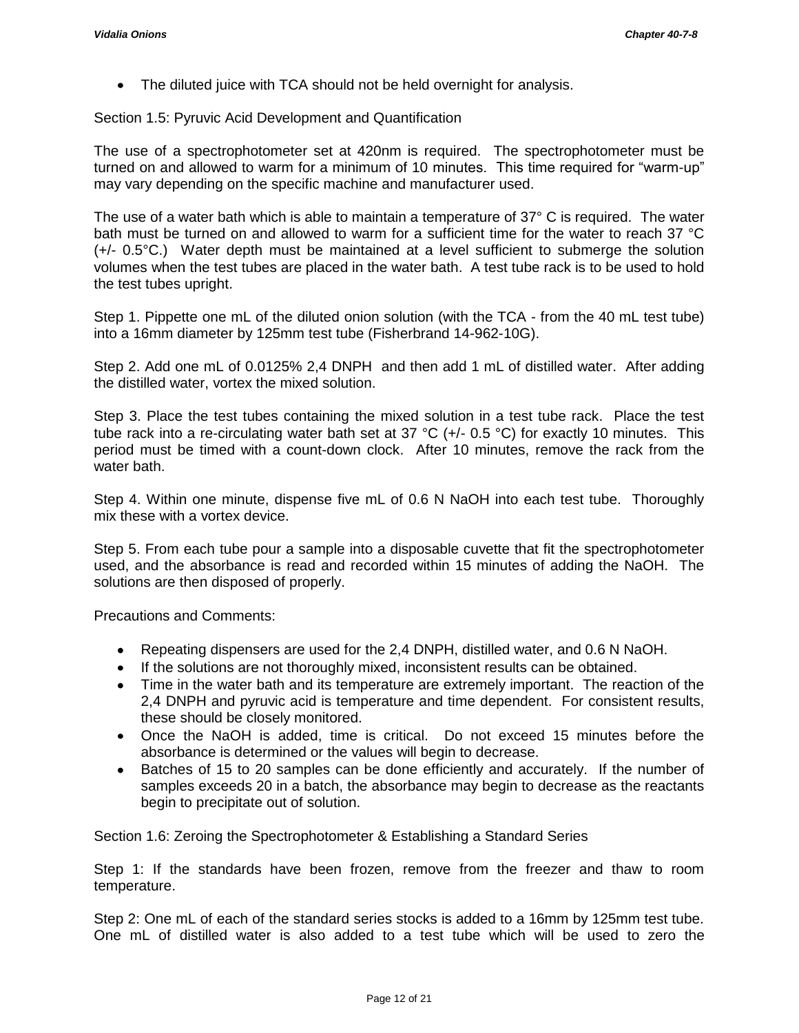- The diluted juice with TCA should not be held overnight for analysis.

Section 1.5: Pyruvic Acid Development and Quantification

The use of a spectrophotometer set at 420nm is required. The spectrophotometer must be turned on and allowed to warm for a minimum of 10 minutes. This time required for "warm-up" may vary depending on the specific machine and manufacturer used.

The use of a water bath which is able to maintain a temperature of 37° C is required. The water bath must be turned on and allowed to warm for a sufficient time for the water to reach 37 °C (+/- 0.5°C.) Water depth must be maintained at a level sufficient to submerge the solution volumes when the test tubes are placed in the water bath. A test tube rack is to be used to hold the test tubes upright.

Step 1. Pippette one mL of the diluted onion solution (with the TCA - from the 40 mL test tube) into a 16mm diameter by 125mm test tube (Fisherbrand 14-962-10G).

Step 2. Add one mL of 0.0125% 2,4 DNPH and then add 1 mL of distilled water. After adding the distilled water, vortex the mixed solution.

Step 3. Place the test tubes containing the mixed solution in a test tube rack. Place the test tube rack into a re-circulating water bath set at 37 °C (+/- 0.5 °C) for exactly 10 minutes. This period must be timed with a count-down clock. After 10 minutes, remove the rack from the water bath.

Step 4. Within one minute, dispense five mL of 0.6 N NaOH into each test tube. Thoroughly mix these with a vortex device.

Step 5. From each tube pour a sample into a disposable cuvette that fit the spectrophotometer used, and the absorbance is read and recorded within 15 minutes of adding the NaOH. The solutions are then disposed of properly.

Precautions and Comments:

- Repeating dispensers are used for the 2,4 DNPH, distilled water, and 0.6 N NaOH.
- If the solutions are not thoroughly mixed, inconsistent results can be obtained.
- Time in the water bath and its temperature are extremely important. The reaction of the 2,4 DNPH and pyruvic acid is temperature and time dependent. For consistent results, these should be closely monitored.
- Once the NaOH is added, time is critical. Do not exceed 15 minutes before the absorbance is determined or the values will begin to decrease.
- Batches of 15 to 20 samples can be done efficiently and accurately. If the number of samples exceeds 20 in a batch, the absorbance may begin to decrease as the reactants begin to precipitate out of solution.

Section 1.6: Zeroing the Spectrophotometer & Establishing a Standard Series

Step 1: If the standards have been frozen, remove from the freezer and thaw to room temperature.

Step 2: One mL of each of the standard series stocks is added to a 16mm by 125mm test tube. One mL of distilled water is also added to a test tube which will be used to zero the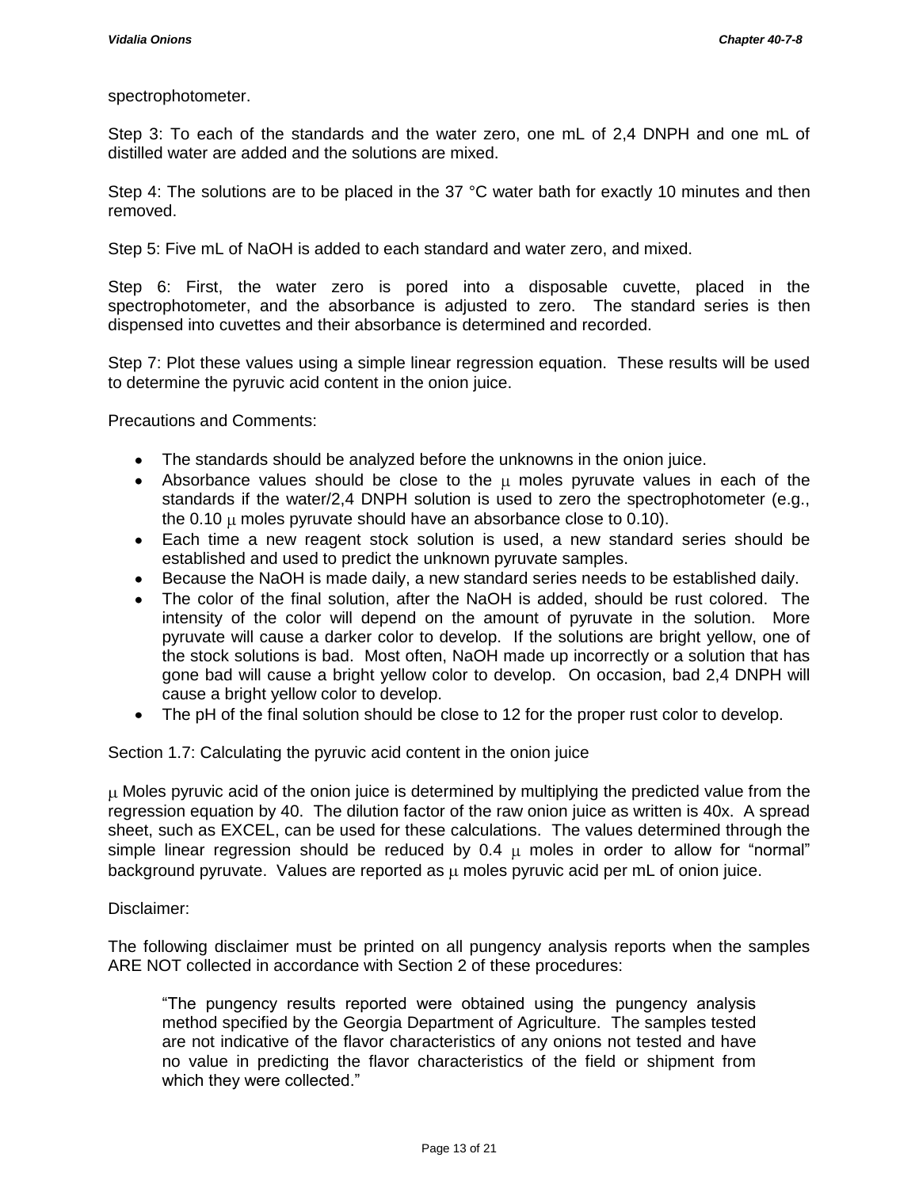spectrophotometer.

Step 3: To each of the standards and the water zero, one mL of 2,4 DNPH and one mL of distilled water are added and the solutions are mixed.

Step 4: The solutions are to be placed in the 37 °C water bath for exactly 10 minutes and then removed.

Step 5: Five mL of NaOH is added to each standard and water zero, and mixed.

Step 6: First, the water zero is pored into a disposable cuvette, placed in the spectrophotometer, and the absorbance is adjusted to zero. The standard series is then dispensed into cuvettes and their absorbance is determined and recorded.

Step 7: Plot these values using a simple linear regression equation. These results will be used to determine the pyruvic acid content in the onion juice.

Precautions and Comments:

- The standards should be analyzed before the unknowns in the onion juice.
- Absorbance values should be close to the μ moles pyruvate values in each of the standards if the water/2,4 DNPH solution is used to zero the spectrophotometer (e.g., the 0.10 μ moles pyruvate should have an absorbance close to 0.10).
- Each time a new reagent stock solution is used, a new standard series should be established and used to predict the unknown pyruvate samples.
- Because the NaOH is made daily, a new standard series needs to be established daily.
- The color of the final solution, after the NaOH is added, should be rust colored. The intensity of the color will depend on the amount of pyruvate in the solution. More pyruvate will cause a darker color to develop. If the solutions are bright yellow, one of the stock solutions is bad. Most often, NaOH made up incorrectly or a solution that has gone bad will cause a bright yellow color to develop. On occasion, bad 2,4 DNPH will cause a bright yellow color to develop.
- The pH of the final solution should be close to 12 for the proper rust color to develop.

Section 1.7: Calculating the pyruvic acid content in the onion juice

μ Moles pyruvic acid of the onion juice is determined by multiplying the predicted value from the regression equation by 40. The dilution factor of the raw onion juice as written is 40x. A spread sheet, such as EXCEL, can be used for these calculations. The values determined through the simple linear regression should be reduced by 0.4 μ moles in order to allow for "normal" background pyruvate. Values are reported as μ moles pyruvic acid per mL of onion juice.

Disclaimer:

The following disclaimer must be printed on all pungency analysis reports when the samples ARE NOT collected in accordance with Section 2 of these procedures:

> "The pungency results reported were obtained using the pungency analysis method specified by the Georgia Department of Agriculture. The samples tested are not indicative of the flavor characteristics of any onions not tested and have no value in predicting the flavor characteristics of the field or shipment from which they were collected."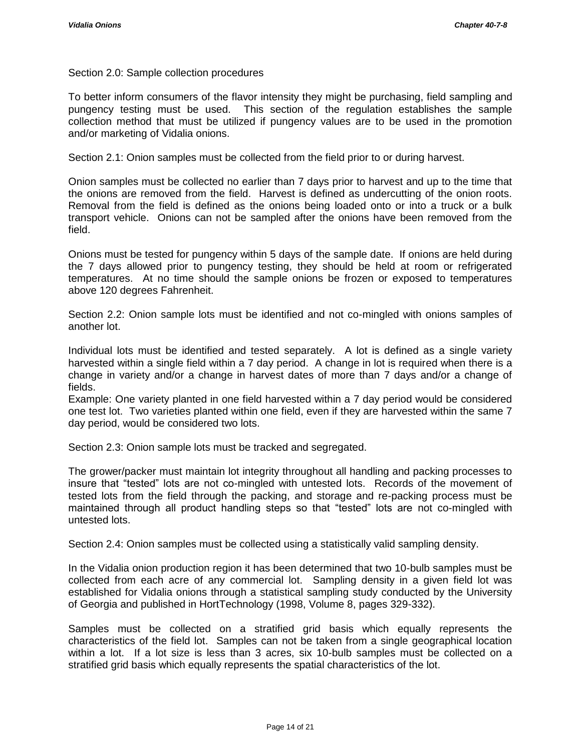Section 2.0: Sample collection procedures

To better inform consumers of the flavor intensity they might be purchasing, field sampling and pungency testing must be used. This section of the regulation establishes the sample collection method that must be utilized if pungency values are to be used in the promotion and/or marketing of Vidalia onions.

Section 2.1: Onion samples must be collected from the field prior to or during harvest.

Onion samples must be collected no earlier than 7 days prior to harvest and up to the time that the onions are removed from the field. Harvest is defined as undercutting of the onion roots. Removal from the field is defined as the onions being loaded onto or into a truck or a bulk transport vehicle. Onions can not be sampled after the onions have been removed from the field.

Onions must be tested for pungency within 5 days of the sample date. If onions are held during the 7 days allowed prior to pungency testing, they should be held at room or refrigerated temperatures. At no time should the sample onions be frozen or exposed to temperatures above 120 degrees Fahrenheit.

Section 2.2: Onion sample lots must be identified and not co-mingled with onions samples of another lot.

Individual lots must be identified and tested separately. A lot is defined as a single variety harvested within a single field within a 7 day period. A change in lot is required when there is a change in variety and/or a change in harvest dates of more than 7 days and/or a change of fields.
Example: One variety planted in one field harvested within a 7 day period would be considered one test lot. Two varieties planted within one field, even if they are harvested within the same 7 day period, would be considered two lots.

Section 2.3: Onion sample lots must be tracked and segregated.

The grower/packer must maintain lot integrity throughout all handling and packing processes to insure that "tested" lots are not co-mingled with untested lots. Records of the movement of tested lots from the field through the packing, and storage and re-packing process must be maintained through all product handling steps so that "tested" lots are not co-mingled with untested lots.

Section 2.4: Onion samples must be collected using a statistically valid sampling density.

In the Vidalia onion production region it has been determined that two 10-bulb samples must be collected from each acre of any commercial lot. Sampling density in a given field lot was established for Vidalia onions through a statistical sampling study conducted by the University of Georgia and published in HortTechnology (1998, Volume 8, pages 329-332).

Samples must be collected on a stratified grid basis which equally represents the characteristics of the field lot. Samples can not be taken from a single geographical location within a lot. If a lot size is less than 3 acres, six 10-bulb samples must be collected on a stratified grid basis which equally represents the spatial characteristics of the lot.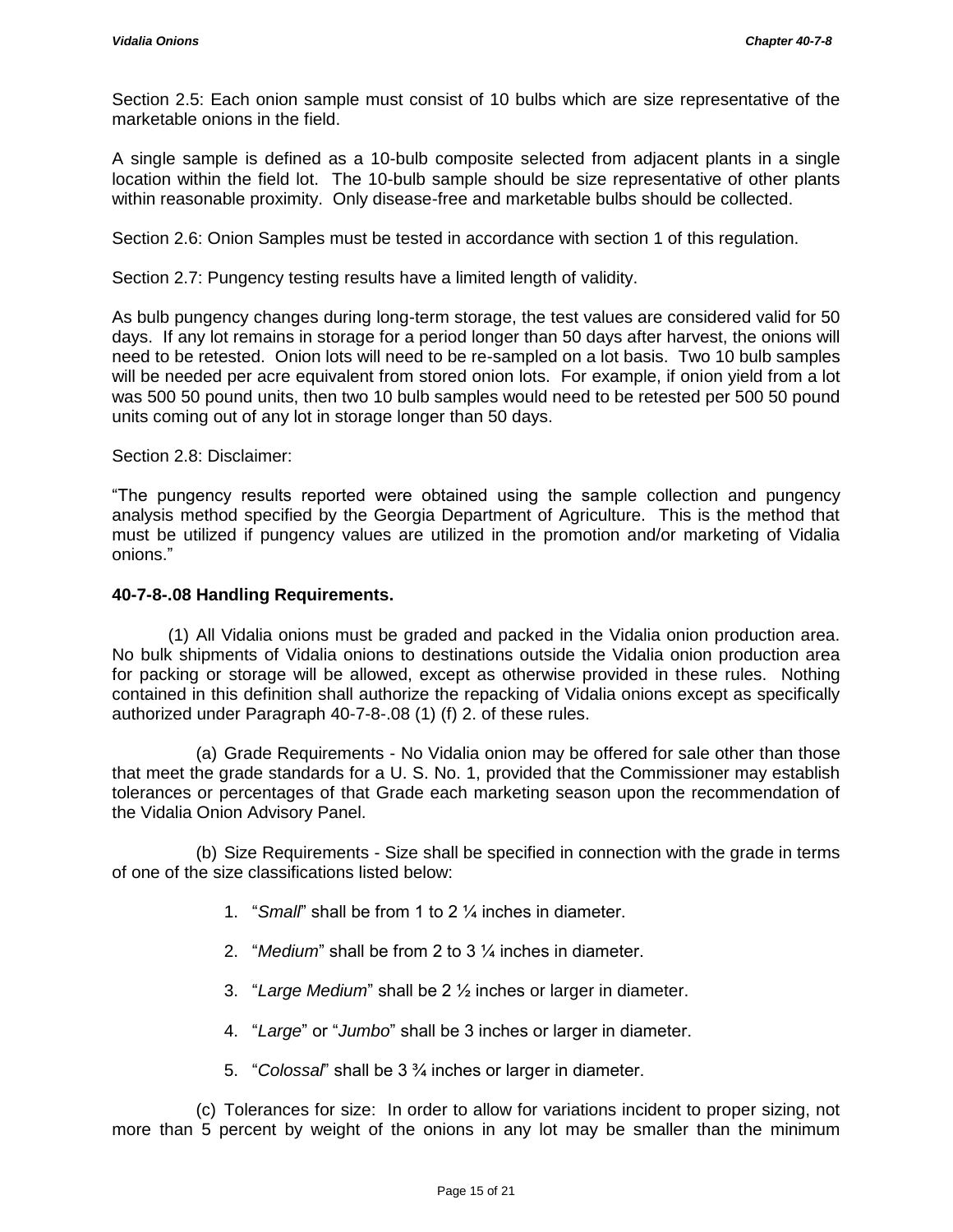Section 2.5: Each onion sample must consist of 10 bulbs which are size representative of the marketable onions in the field.

A single sample is defined as a 10-bulb composite selected from adjacent plants in a single location within the field lot. The 10-bulb sample should be size representative of other plants within reasonable proximity. Only disease-free and marketable bulbs should be collected.

Section 2.6: Onion Samples must be tested in accordance with section 1 of this regulation.

Section 2.7: Pungency testing results have a limited length of validity.

As bulb pungency changes during long-term storage, the test values are considered valid for 50 days. If any lot remains in storage for a period longer than 50 days after harvest, the onions will need to be retested. Onion lots will need to be re-sampled on a lot basis. Two 10 bulb samples will be needed per acre equivalent from stored onion lots. For example, if onion yield from a lot was 500 50 pound units, then two 10 bulb samples would need to be retested per 500 50 pound units coming out of any lot in storage longer than 50 days.

Section 2.8: Disclaimer:

"The pungency results reported were obtained using the sample collection and pungency analysis method specified by the Georgia Department of Agriculture. This is the method that must be utilized if pungency values are utilized in the promotion and/or marketing of Vidalia onions."

**40-7-8-.08 Handling Requirements.**

(1) All Vidalia onions must be graded and packed in the Vidalia onion production area. No bulk shipments of Vidalia onions to destinations outside the Vidalia onion production area for packing or storage will be allowed, except as otherwise provided in these rules. Nothing contained in this definition shall authorize the repacking of Vidalia onions except as specifically authorized under Paragraph 40-7-8-.08 (1) (f) 2. of these rules.

(a) Grade Requirements - No Vidalia onion may be offered for sale other than those that meet the grade standards for a U. S. No. 1, provided that the Commissioner may establish tolerances or percentages of that Grade each marketing season upon the recommendation of the Vidalia Onion Advisory Panel.

(b) Size Requirements - Size shall be specified in connection with the grade in terms of one of the size classifications listed below:

1. "*Small*" shall be from 1 to 2 ¼ inches in diameter.
2. "*Medium*" shall be from 2 to 3 ¼ inches in diameter.
3. "*Large Medium*" shall be 2 ½ inches or larger in diameter.
4. "*Large*" or "*Jumbo*" shall be 3 inches or larger in diameter.
5. "*Colossal*" shall be 3 ¾ inches or larger in diameter.

(c) Tolerances for size: In order to allow for variations incident to proper sizing, not more than 5 percent by weight of the onions in any lot may be smaller than the minimum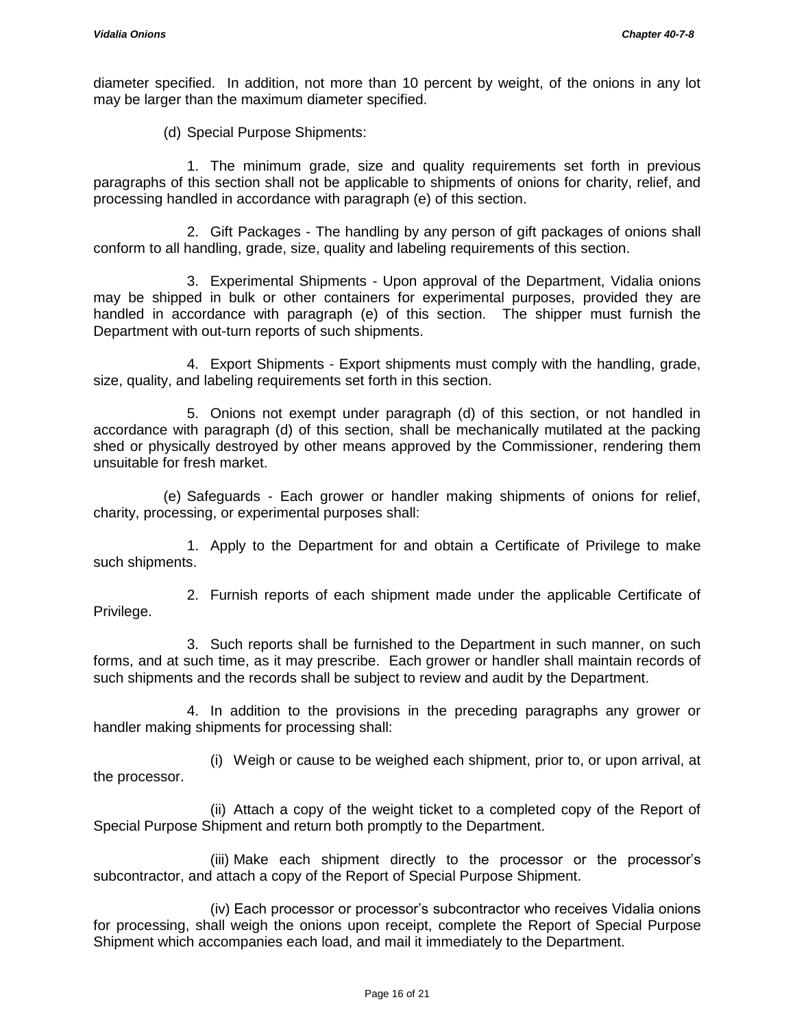diameter specified. In addition, not more than 10 percent by weight, of the onions in any lot may be larger than the maximum diameter specified.

(d) Special Purpose Shipments:

1. The minimum grade, size and quality requirements set forth in previous paragraphs of this section shall not be applicable to shipments of onions for charity, relief, and processing handled in accordance with paragraph (e) of this section.

2. Gift Packages - The handling by any person of gift packages of onions shall conform to all handling, grade, size, quality and labeling requirements of this section.

3. Experimental Shipments - Upon approval of the Department, Vidalia onions may be shipped in bulk or other containers for experimental purposes, provided they are handled in accordance with paragraph (e) of this section. The shipper must furnish the Department with out-turn reports of such shipments.

4. Export Shipments - Export shipments must comply with the handling, grade, size, quality, and labeling requirements set forth in this section.

5. Onions not exempt under paragraph (d) of this section, or not handled in accordance with paragraph (d) of this section, shall be mechanically mutilated at the packing shed or physically destroyed by other means approved by the Commissioner, rendering them unsuitable for fresh market.

(e) Safeguards - Each grower or handler making shipments of onions for relief, charity, processing, or experimental purposes shall:

1. Apply to the Department for and obtain a Certificate of Privilege to make such shipments.

2. Furnish reports of each shipment made under the applicable Certificate of Privilege.

3. Such reports shall be furnished to the Department in such manner, on such forms, and at such time, as it may prescribe. Each grower or handler shall maintain records of such shipments and the records shall be subject to review and audit by the Department.

4. In addition to the provisions in the preceding paragraphs any grower or handler making shipments for processing shall:

(i) Weigh or cause to be weighed each shipment, prior to, or upon arrival, at the processor.

(ii) Attach a copy of the weight ticket to a completed copy of the Report of Special Purpose Shipment and return both promptly to the Department.

(iii) Make each shipment directly to the processor or the processor's subcontractor, and attach a copy of the Report of Special Purpose Shipment.

(iv) Each processor or processor's subcontractor who receives Vidalia onions for processing, shall weigh the onions upon receipt, complete the Report of Special Purpose Shipment which accompanies each load, and mail it immediately to the Department.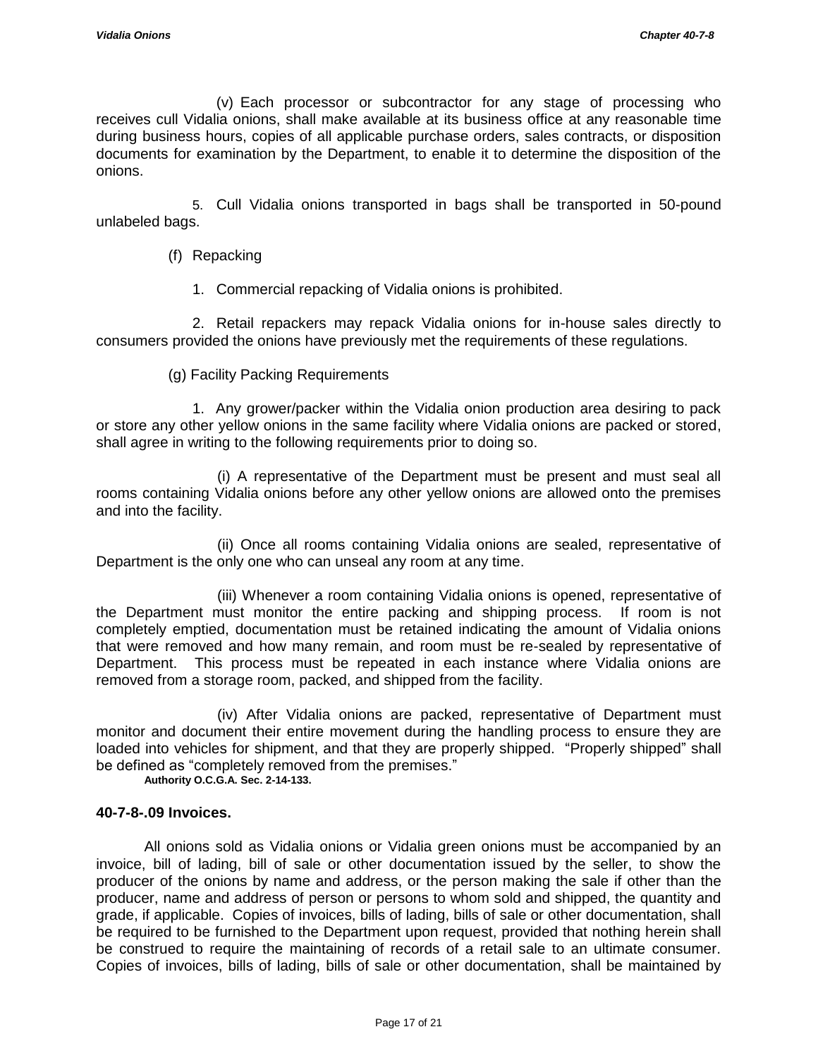(v) Each processor or subcontractor for any stage of processing who receives cull Vidalia onions, shall make available at its business office at any reasonable time during business hours, copies of all applicable purchase orders, sales contracts, or disposition documents for examination by the Department, to enable it to determine the disposition of the onions.

5. Cull Vidalia onions transported in bags shall be transported in 50-pound unlabeled bags.

(f) Repacking

1. Commercial repacking of Vidalia onions is prohibited.

2. Retail repackers may repack Vidalia onions for in-house sales directly to consumers provided the onions have previously met the requirements of these regulations.

(g) Facility Packing Requirements

1. Any grower/packer within the Vidalia onion production area desiring to pack or store any other yellow onions in the same facility where Vidalia onions are packed or stored, shall agree in writing to the following requirements prior to doing so.

(i) A representative of the Department must be present and must seal all rooms containing Vidalia onions before any other yellow onions are allowed onto the premises and into the facility.

(ii) Once all rooms containing Vidalia onions are sealed, representative of Department is the only one who can unseal any room at any time.

(iii) Whenever a room containing Vidalia onions is opened, representative of the Department must monitor the entire packing and shipping process. If room is not completely emptied, documentation must be retained indicating the amount of Vidalia onions that were removed and how many remain, and room must be re-sealed by representative of Department. This process must be repeated in each instance where Vidalia onions are removed from a storage room, packed, and shipped from the facility.

(iv) After Vidalia onions are packed, representative of Department must monitor and document their entire movement during the handling process to ensure they are loaded into vehicles for shipment, and that they are properly shipped. "Properly shipped" shall be defined as "completely removed from the premises."

**Authority O.C.G.A. Sec. 2-14-133.**

### 40-7-8-.09 Invoices.

All onions sold as Vidalia onions or Vidalia green onions must be accompanied by an invoice, bill of lading, bill of sale or other documentation issued by the seller, to show the producer of the onions by name and address, or the person making the sale if other than the producer, name and address of person or persons to whom sold and shipped, the quantity and grade, if applicable. Copies of invoices, bills of lading, bills of sale or other documentation, shall be required to be furnished to the Department upon request, provided that nothing herein shall be construed to require the maintaining of records of a retail sale to an ultimate consumer. Copies of invoices, bills of lading, bills of sale or other documentation, shall be maintained by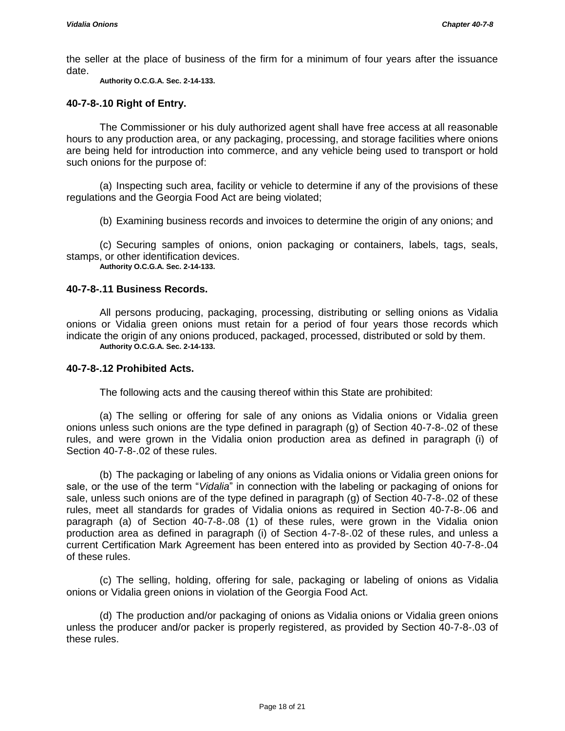the seller at the place of business of the firm for a minimum of four years after the issuance date.

**Authority O.C.G.A. Sec. 2-14-133.**

### 40-7-8-.10 Right of Entry.

The Commissioner or his duly authorized agent shall have free access at all reasonable hours to any production area, or any packaging, processing, and storage facilities where onions are being held for introduction into commerce, and any vehicle being used to transport or hold such onions for the purpose of:

(a) Inspecting such area, facility or vehicle to determine if any of the provisions of these regulations and the Georgia Food Act are being violated;

(b) Examining business records and invoices to determine the origin of any onions; and

(c) Securing samples of onions, onion packaging or containers, labels, tags, seals, stamps, or other identification devices.

**Authority O.C.G.A. Sec. 2-14-133.**

### 40-7-8-.11 Business Records.

All persons producing, packaging, processing, distributing or selling onions as Vidalia onions or Vidalia green onions must retain for a period of four years those records which indicate the origin of any onions produced, packaged, processed, distributed or sold by them.

**Authority O.C.G.A. Sec. 2-14-133.**

### 40-7-8-.12 Prohibited Acts.

The following acts and the causing thereof within this State are prohibited:

(a) The selling or offering for sale of any onions as Vidalia onions or Vidalia green onions unless such onions are the type defined in paragraph (g) of Section 40-7-8-.02 of these rules, and were grown in the Vidalia onion production area as defined in paragraph (i) of Section 40-7-8-.02 of these rules.

(b) The packaging or labeling of any onions as Vidalia onions or Vidalia green onions for sale, or the use of the term "*Vidalia*" in connection with the labeling or packaging of onions for sale, unless such onions are of the type defined in paragraph (g) of Section 40-7-8-.02 of these rules, meet all standards for grades of Vidalia onions as required in Section 40-7-8-.06 and paragraph (a) of Section 40-7-8-.08 (1) of these rules, were grown in the Vidalia onion production area as defined in paragraph (i) of Section 4-7-8-.02 of these rules, and unless a current Certification Mark Agreement has been entered into as provided by Section 40-7-8-.04 of these rules.

(c) The selling, holding, offering for sale, packaging or labeling of onions as Vidalia onions or Vidalia green onions in violation of the Georgia Food Act.

(d) The production and/or packaging of onions as Vidalia onions or Vidalia green onions unless the producer and/or packer is properly registered, as provided by Section 40-7-8-.03 of these rules.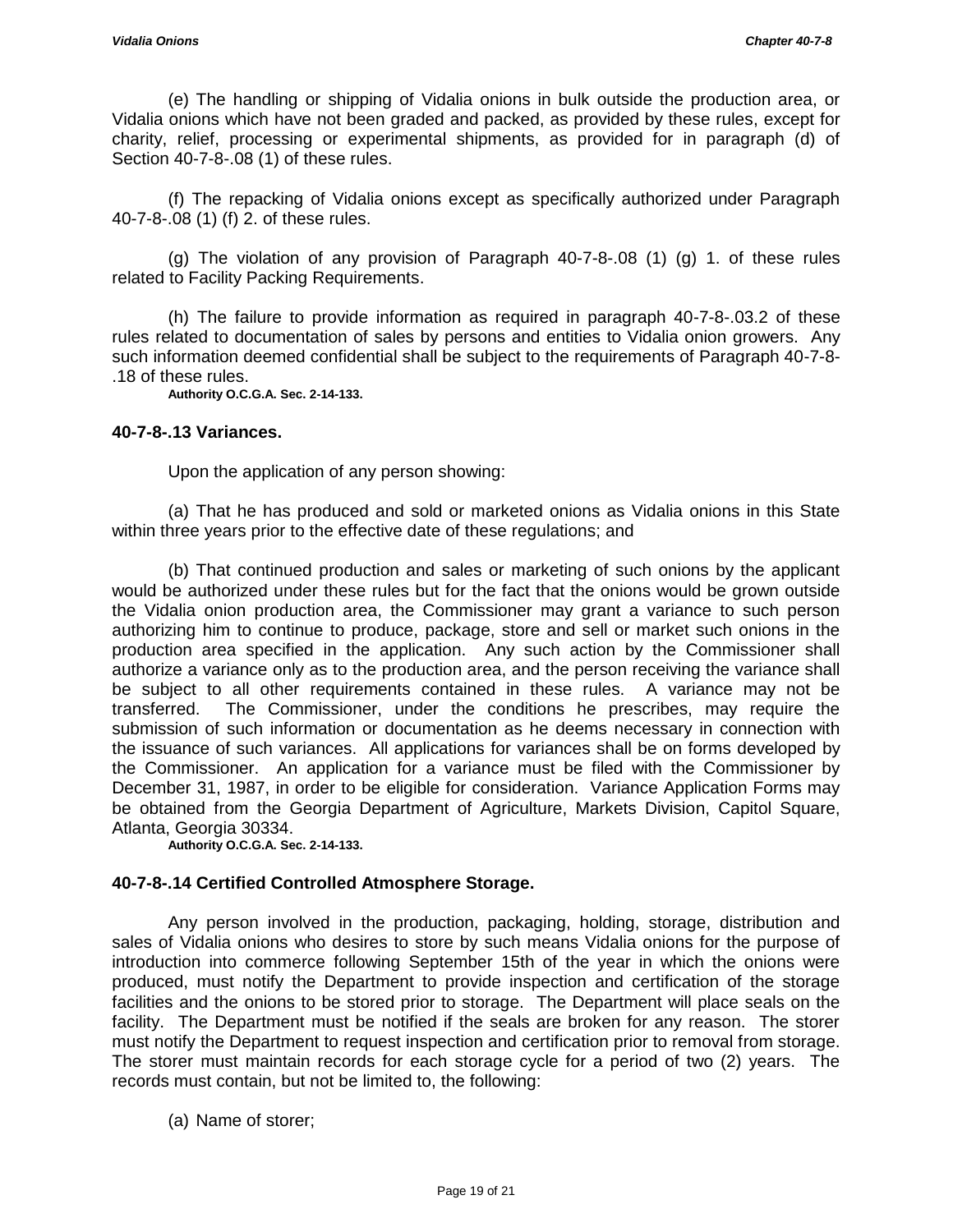(e) The handling or shipping of Vidalia onions in bulk outside the production area, or Vidalia onions which have not been graded and packed, as provided by these rules, except for charity, relief, processing or experimental shipments, as provided for in paragraph (d) of Section 40-7-8-.08 (1) of these rules.

(f) The repacking of Vidalia onions except as specifically authorized under Paragraph 40-7-8-.08 (1) (f) 2. of these rules.

(g) The violation of any provision of Paragraph 40-7-8-.08 (1) (g) 1. of these rules related to Facility Packing Requirements.

(h) The failure to provide information as required in paragraph 40-7-8-.03.2 of these rules related to documentation of sales by persons and entities to Vidalia onion growers. Any such information deemed confidential shall be subject to the requirements of Paragraph 40-7-8-.18 of these rules.

**Authority O.C.G.A. Sec. 2-14-133.**

### 40-7-8-.13 Variances.

Upon the application of any person showing:

(a) That he has produced and sold or marketed onions as Vidalia onions in this State within three years prior to the effective date of these regulations; and

(b) That continued production and sales or marketing of such onions by the applicant would be authorized under these rules but for the fact that the onions would be grown outside the Vidalia onion production area, the Commissioner may grant a variance to such person authorizing him to continue to produce, package, store and sell or market such onions in the production area specified in the application. Any such action by the Commissioner shall authorize a variance only as to the production area, and the person receiving the variance shall be subject to all other requirements contained in these rules. A variance may not be transferred. The Commissioner, under the conditions he prescribes, may require the submission of such information or documentation as he deems necessary in connection with the issuance of such variances. All applications for variances shall be on forms developed by the Commissioner. An application for a variance must be filed with the Commissioner by December 31, 1987, in order to be eligible for consideration. Variance Application Forms may be obtained from the Georgia Department of Agriculture, Markets Division, Capitol Square, Atlanta, Georgia 30334.

**Authority O.C.G.A. Sec. 2-14-133.**

### 40-7-8-.14 Certified Controlled Atmosphere Storage.

Any person involved in the production, packaging, holding, storage, distribution and sales of Vidalia onions who desires to store by such means Vidalia onions for the purpose of introduction into commerce following September 15th of the year in which the onions were produced, must notify the Department to provide inspection and certification of the storage facilities and the onions to be stored prior to storage. The Department will place seals on the facility. The Department must be notified if the seals are broken for any reason. The storer must notify the Department to request inspection and certification prior to removal from storage. The storer must maintain records for each storage cycle for a period of two (2) years. The records must contain, but not be limited to, the following:

(a) Name of storer;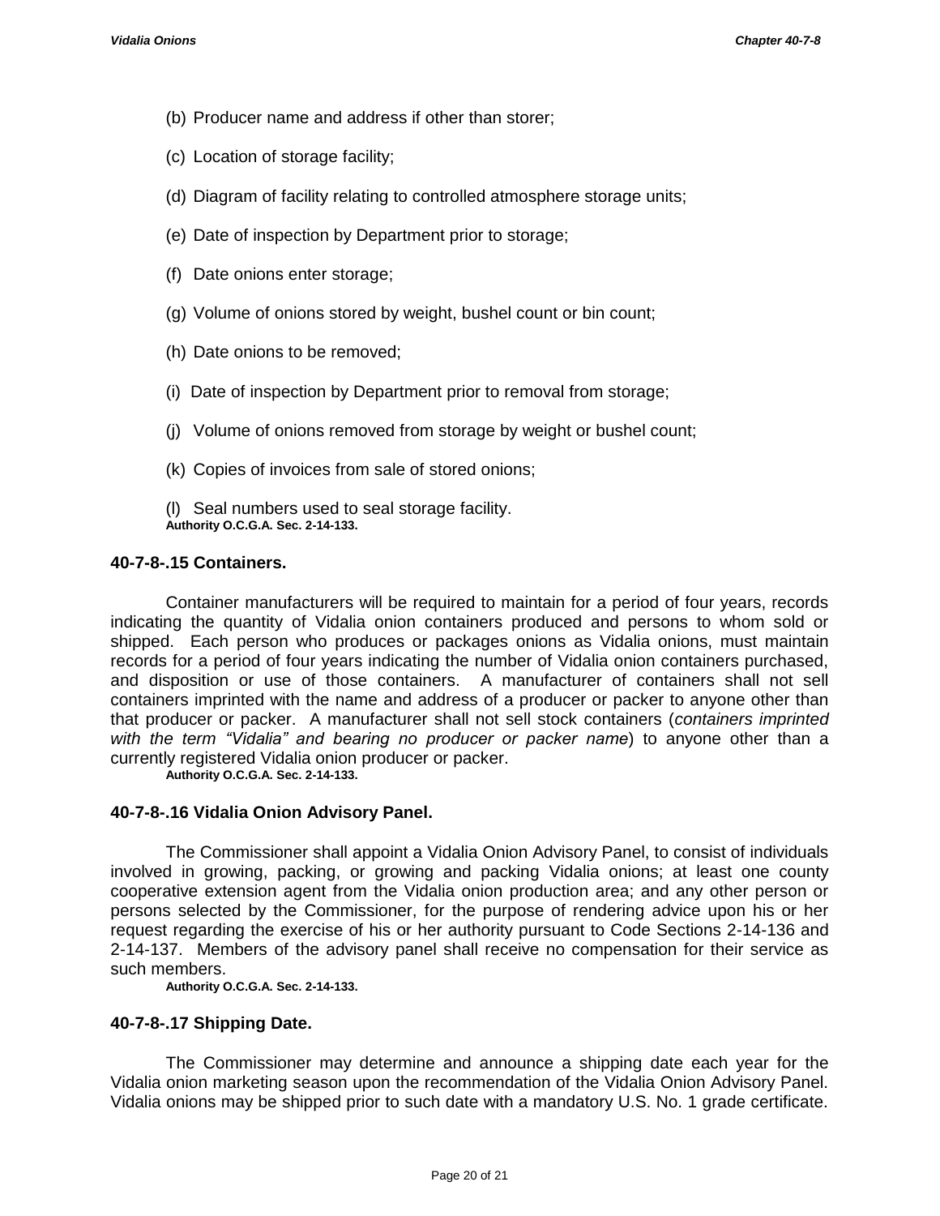(b) Producer name and address if other than storer;

(c) Location of storage facility;

(d) Diagram of facility relating to controlled atmosphere storage units;

(e) Date of inspection by Department prior to storage;

(f) Date onions enter storage;

(g) Volume of onions stored by weight, bushel count or bin count;

(h) Date onions to be removed;

(i) Date of inspection by Department prior to removal from storage;

(j) Volume of onions removed from storage by weight or bushel count;

(k) Copies of invoices from sale of stored onions;

(l) Seal numbers used to seal storage facility.

**Authority O.C.G.A. Sec. 2-14-133.**

### 40-7-8-.15 Containers.

Container manufacturers will be required to maintain for a period of four years, records indicating the quantity of Vidalia onion containers produced and persons to whom sold or shipped. Each person who produces or packages onions as Vidalia onions, must maintain records for a period of four years indicating the number of Vidalia onion containers purchased, and disposition or use of those containers. A manufacturer of containers shall not sell containers imprinted with the name and address of a producer or packer to anyone other than that producer or packer. A manufacturer shall not sell stock containers (*containers imprinted with the term "Vidalia" and bearing no producer or packer name*) to anyone other than a currently registered Vidalia onion producer or packer.

**Authority O.C.G.A. Sec. 2-14-133.**

### 40-7-8-.16 Vidalia Onion Advisory Panel.

The Commissioner shall appoint a Vidalia Onion Advisory Panel, to consist of individuals involved in growing, packing, or growing and packing Vidalia onions; at least one county cooperative extension agent from the Vidalia onion production area; and any other person or persons selected by the Commissioner, for the purpose of rendering advice upon his or her request regarding the exercise of his or her authority pursuant to Code Sections 2-14-136 and 2-14-137. Members of the advisory panel shall receive no compensation for their service as such members.

**Authority O.C.G.A. Sec. 2-14-133.**

### 40-7-8-.17 Shipping Date.

The Commissioner may determine and announce a shipping date each year for the Vidalia onion marketing season upon the recommendation of the Vidalia Onion Advisory Panel. Vidalia onions may be shipped prior to such date with a mandatory U.S. No. 1 grade certificate.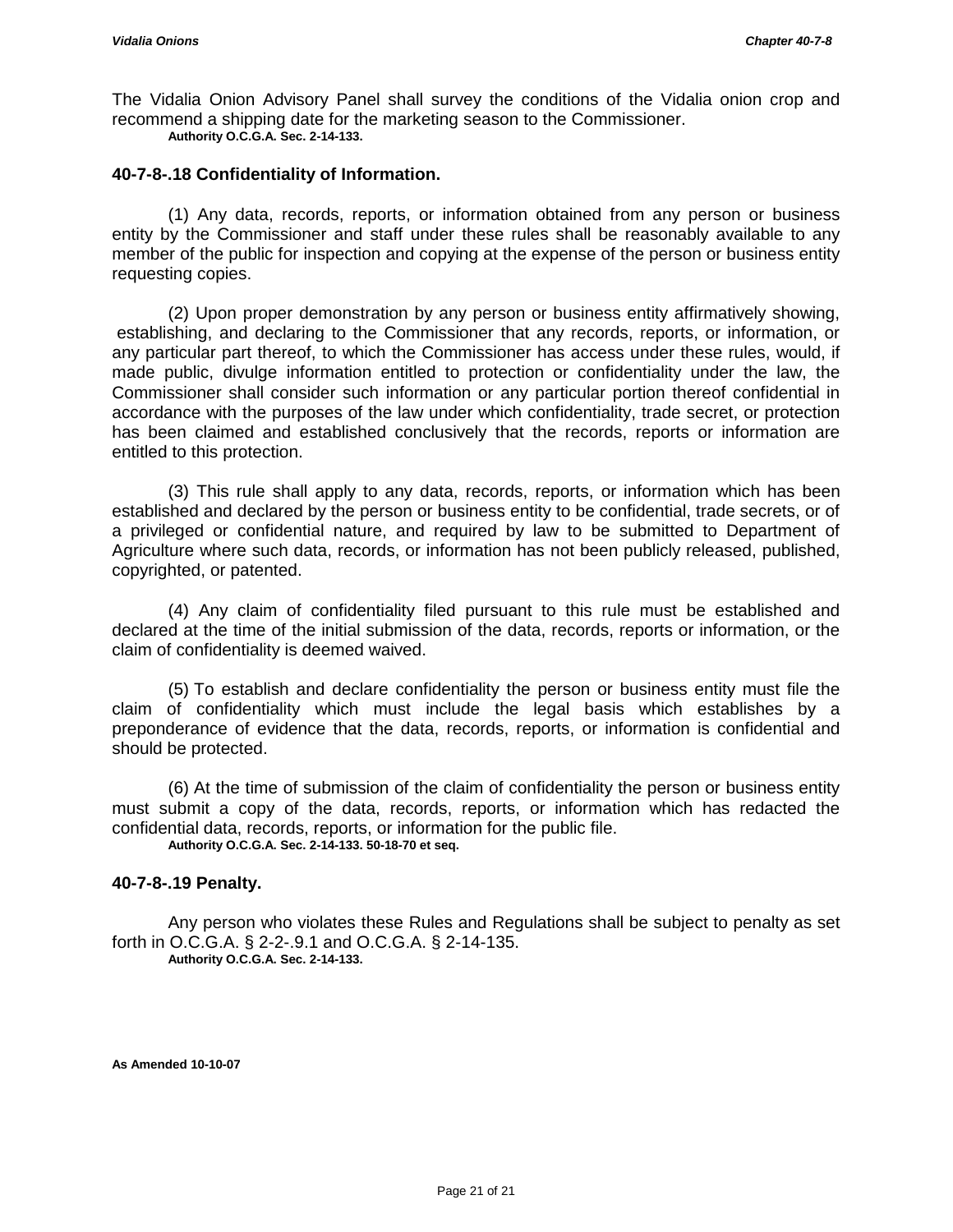The Vidalia Onion Advisory Panel shall survey the conditions of the Vidalia onion crop and recommend a shipping date for the marketing season to the Commissioner.

**Authority O.C.G.A. Sec. 2-14-133.**

### 40-7-8-.18 Confidentiality of Information.

(1) Any data, records, reports, or information obtained from any person or business entity by the Commissioner and staff under these rules shall be reasonably available to any member of the public for inspection and copying at the expense of the person or business entity requesting copies.

(2) Upon proper demonstration by any person or business entity affirmatively showing, establishing, and declaring to the Commissioner that any records, reports, or information, or any particular part thereof, to which the Commissioner has access under these rules, would, if made public, divulge information entitled to protection or confidentiality under the law, the Commissioner shall consider such information or any particular portion thereof confidential in accordance with the purposes of the law under which confidentiality, trade secret, or protection has been claimed and established conclusively that the records, reports or information are entitled to this protection.

(3) This rule shall apply to any data, records, reports, or information which has been established and declared by the person or business entity to be confidential, trade secrets, or of a privileged or confidential nature, and required by law to be submitted to Department of Agriculture where such data, records, or information has not been publicly released, published, copyrighted, or patented.

(4) Any claim of confidentiality filed pursuant to this rule must be established and declared at the time of the initial submission of the data, records, reports or information, or the claim of confidentiality is deemed waived.

(5) To establish and declare confidentiality the person or business entity must file the claim of confidentiality which must include the legal basis which establishes by a preponderance of evidence that the data, records, reports, or information is confidential and should be protected.

(6) At the time of submission of the claim of confidentiality the person or business entity must submit a copy of the data, records, reports, or information which has redacted the confidential data, records, reports, or information for the public file.

**Authority O.C.G.A. Sec. 2-14-133. 50-18-70 et seq.**

### 40-7-8-.19 Penalty.

Any person who violates these Rules and Regulations shall be subject to penalty as set forth in O.C.G.A. § 2-2-.9.1 and O.C.G.A. § 2-14-135.

**Authority O.C.G.A. Sec. 2-14-133.**

**As Amended 10-10-07**